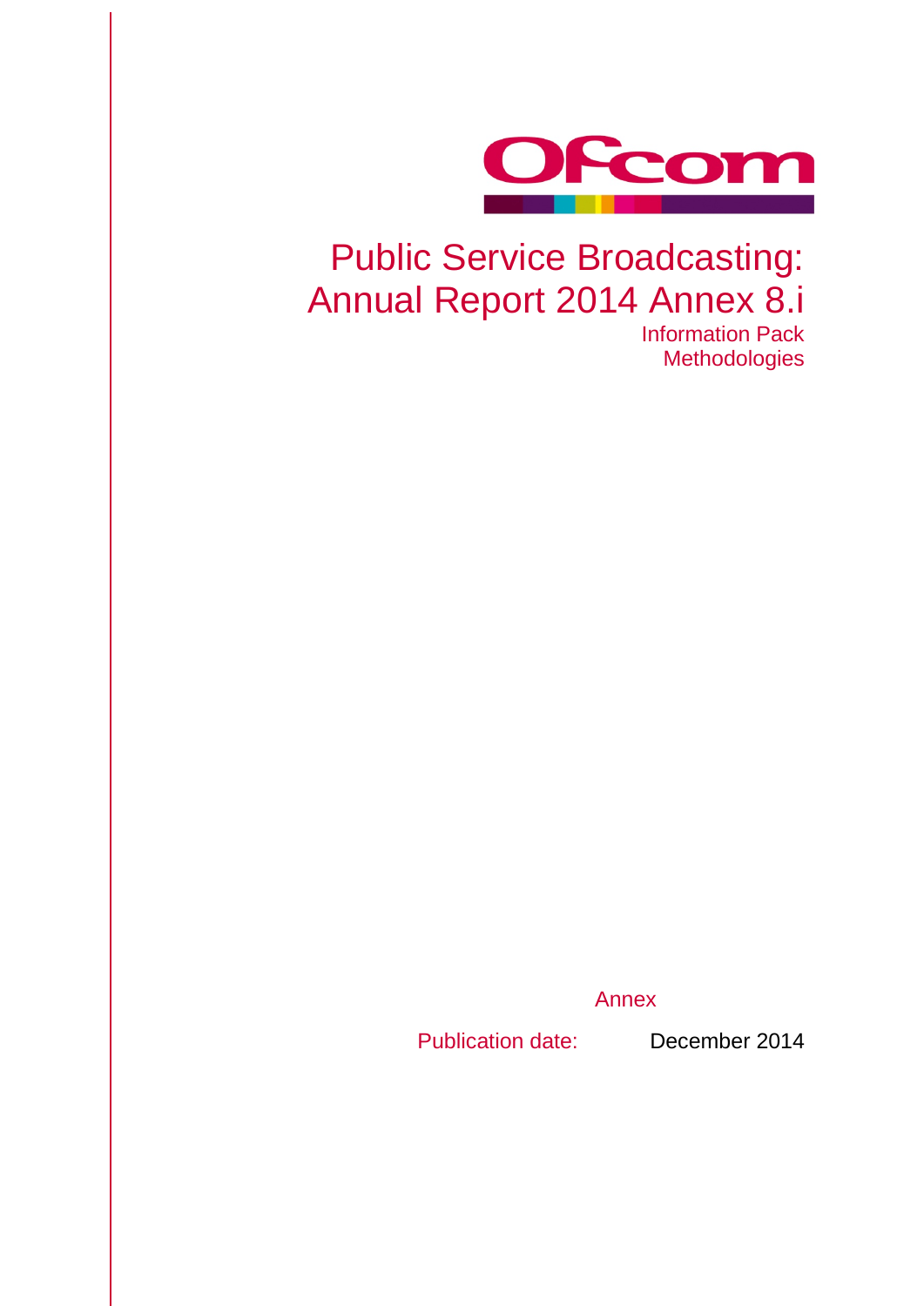# Public Service Broadcasting: Annual Report 2014 Annex 8.i

Information Pack

Methodologies

Annex

Publication date: December 2014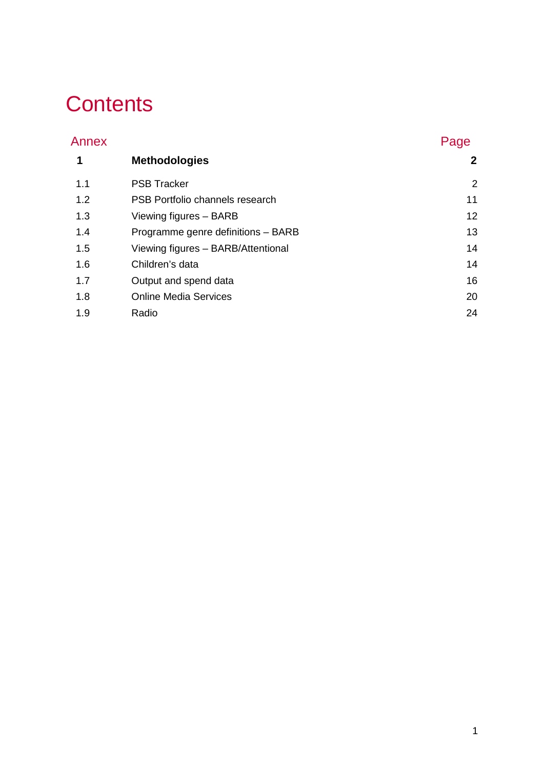# Contents

| Annex | | Page |
|---|---|---|
| **1** | **Methodologies** | **2** |
| 1.1 | PSB Tracker | 2 |
| 1.2 | PSB Portfolio channels research | 11 |
| 1.3 | Viewing figures – BARB | 12 |
| 1.4 | Programme genre definitions – BARB | 13 |
| 1.5 | Viewing figures – BARB/Attentional | 14 |
| 1.6 | Children's data | 14 |
| 1.7 | Output and spend data | 16 |
| 1.8 | Online Media Services | 20 |
| 1.9 | Radio | 24 |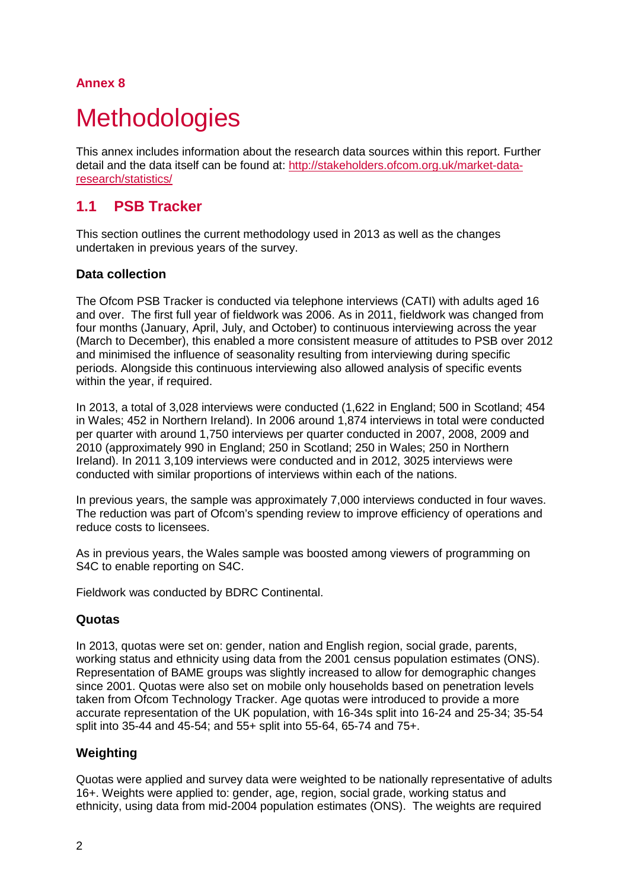**Annex 8**

# Methodologies

This annex includes information about the research data sources within this report. Further detail and the data itself can be found at: [http://stakeholders.ofcom.org.uk/market-data-research/statistics/](http://stakeholders.ofcom.org.uk/market-data-research/statistics/)

## 1.1 PSB Tracker

This section outlines the current methodology used in 2013 as well as the changes undertaken in previous years of the survey.

### Data collection

The Ofcom PSB Tracker is conducted via telephone interviews (CATI) with adults aged 16 and over. The first full year of fieldwork was 2006. As in 2011, fieldwork was changed from four months (January, April, July, and October) to continuous interviewing across the year (March to December), this enabled a more consistent measure of attitudes to PSB over 2012 and minimised the influence of seasonality resulting from interviewing during specific periods. Alongside this continuous interviewing also allowed analysis of specific events within the year, if required.

In 2013, a total of 3,028 interviews were conducted (1,622 in England; 500 in Scotland; 454 in Wales; 452 in Northern Ireland). In 2006 around 1,874 interviews in total were conducted per quarter with around 1,750 interviews per quarter conducted in 2007, 2008, 2009 and 2010 (approximately 990 in England; 250 in Scotland; 250 in Wales; 250 in Northern Ireland). In 2011 3,109 interviews were conducted and in 2012, 3025 interviews were conducted with similar proportions of interviews within each of the nations.

In previous years, the sample was approximately 7,000 interviews conducted in four waves. The reduction was part of Ofcom's spending review to improve efficiency of operations and reduce costs to licensees.

As in previous years, the Wales sample was boosted among viewers of programming on S4C to enable reporting on S4C.

Fieldwork was conducted by BDRC Continental.

### Quotas

In 2013, quotas were set on: gender, nation and English region, social grade, parents, working status and ethnicity using data from the 2001 census population estimates (ONS). Representation of BAME groups was slightly increased to allow for demographic changes since 2001. Quotas were also set on mobile only households based on penetration levels taken from Ofcom Technology Tracker. Age quotas were introduced to provide a more accurate representation of the UK population, with 16-34s split into 16-24 and 25-34; 35-54 split into 35-44 and 45-54; and 55+ split into 55-64, 65-74 and 75+.

### Weighting

Quotas were applied and survey data were weighted to be nationally representative of adults 16+. Weights were applied to: gender, age, region, social grade, working status and ethnicity, using data from mid-2004 population estimates (ONS). The weights are required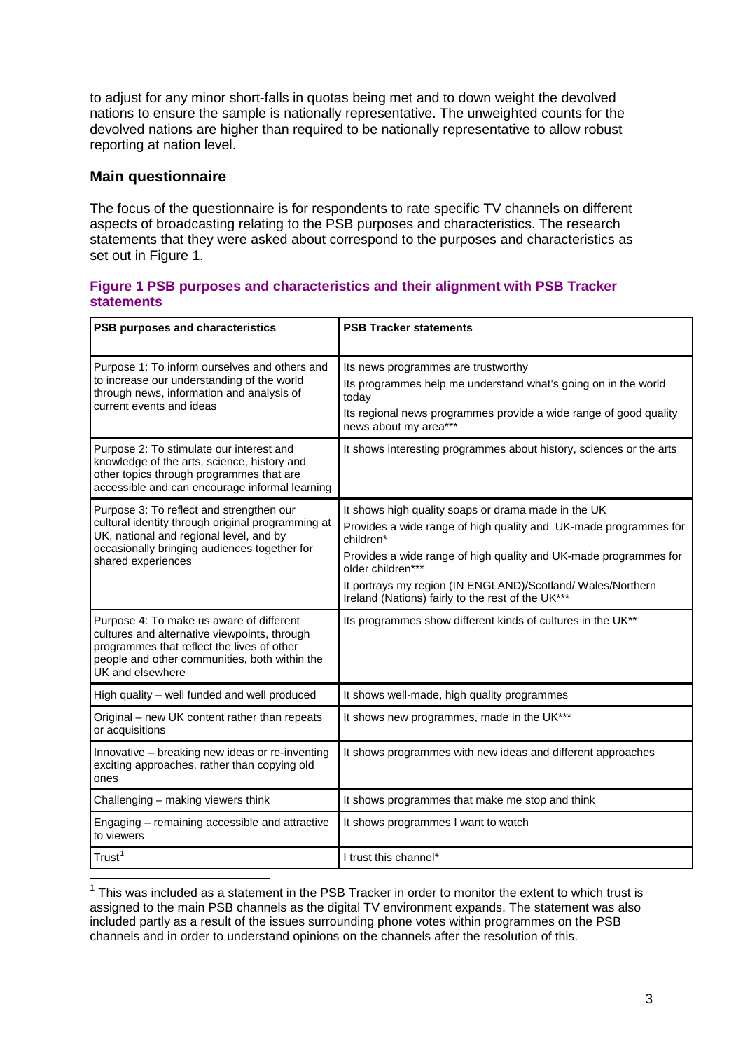to adjust for any minor short-falls in quotas being met and to down weight the devolved nations to ensure the sample is nationally representative. The unweighted counts for the devolved nations are higher than required to be nationally representative to allow robust reporting at nation level.

## Main questionnaire

The focus of the questionnaire is for respondents to rate specific TV channels on different aspects of broadcasting relating to the PSB purposes and characteristics. The research statements that they were asked about correspond to the purposes and characteristics as set out in Figure 1.

**Figure 1 PSB purposes and characteristics and their alignment with PSB Tracker statements**

| PSB purposes and characteristics | PSB Tracker statements |
|---|---|
| Purpose 1: To inform ourselves and others and to increase our understanding of the world through news, information and analysis of current events and ideas | Its news programmes are trustworthy<br>Its programmes help me understand what's going on in the world today<br>Its regional news programmes provide a wide range of good quality news about my area*** |
| Purpose 2: To stimulate our interest and knowledge of the arts, science, history and other topics through programmes that are accessible and can encourage informal learning | It shows interesting programmes about history, sciences or the arts |
| Purpose 3: To reflect and strengthen our cultural identity through original programming at UK, national and regional level, and by occasionally bringing audiences together for shared experiences | It shows high quality soaps or drama made in the UK<br>Provides a wide range of high quality and UK-made programmes for children*<br>Provides a wide range of high quality and UK-made programmes for older children***<br>It portrays my region (IN ENGLAND)/Scotland/ Wales/Northern Ireland (Nations) fairly to the rest of the UK*** |
| Purpose 4: To make us aware of different cultures and alternative viewpoints, through programmes that reflect the lives of other people and other communities, both within the UK and elsewhere | Its programmes show different kinds of cultures in the UK** |
| High quality – well funded and well produced | It shows well-made, high quality programmes |
| Original – new UK content rather than repeats or acquisitions | It shows new programmes, made in the UK*** |
| Innovative – breaking new ideas or re-inventing exciting approaches, rather than copying old ones | It shows programmes with new ideas and different approaches |
| Challenging – making viewers think | It shows programmes that make me stop and think |
| Engaging – remaining accessible and attractive to viewers | It shows programmes I want to watch |
| Trust[1] | I trust this channel* |

[1] This was included as a statement in the PSB Tracker in order to monitor the extent to which trust is assigned to the main PSB channels as the digital TV environment expands. The statement was also included partly as a result of the issues surrounding phone votes within programmes on the PSB channels and in order to understand opinions on the channels after the resolution of this.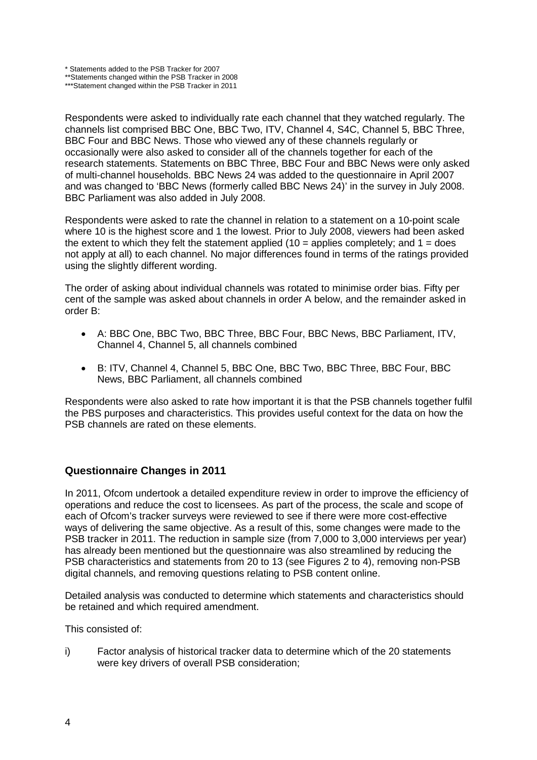* Statements added to the PSB Tracker for 2007
**Statements changed within the PSB Tracker in 2008
***Statement changed within the PSB Tracker in 2011

Respondents were asked to individually rate each channel that they watched regularly. The channels list comprised BBC One, BBC Two, ITV, Channel 4, S4C, Channel 5, BBC Three, BBC Four and BBC News. Those who viewed any of these channels regularly or occasionally were also asked to consider all of the channels together for each of the research statements. Statements on BBC Three, BBC Four and BBC News were only asked of multi-channel households. BBC News 24 was added to the questionnaire in April 2007 and was changed to 'BBC News (formerly called BBC News 24)' in the survey in July 2008. BBC Parliament was also added in July 2008.

Respondents were asked to rate the channel in relation to a statement on a 10-point scale where 10 is the highest score and 1 the lowest. Prior to July 2008, viewers had been asked the extent to which they felt the statement applied (10 = applies completely; and 1 = does not apply at all) to each channel. No major differences found in terms of the ratings provided using the slightly different wording.

The order of asking about individual channels was rotated to minimise order bias. Fifty per cent of the sample was asked about channels in order A below, and the remainder asked in order B:

- A: BBC One, BBC Two, BBC Three, BBC Four, BBC News, BBC Parliament, ITV, Channel 4, Channel 5, all channels combined
- B: ITV, Channel 4, Channel 5, BBC One, BBC Two, BBC Three, BBC Four, BBC News, BBC Parliament, all channels combined

Respondents were also asked to rate how important it is that the PSB channels together fulfil the PBS purposes and characteristics. This provides useful context for the data on how the PSB channels are rated on these elements.

## Questionnaire Changes in 2011

In 2011, Ofcom undertook a detailed expenditure review in order to improve the efficiency of operations and reduce the cost to licensees. As part of the process, the scale and scope of each of Ofcom's tracker surveys were reviewed to see if there were more cost-effective ways of delivering the same objective. As a result of this, some changes were made to the PSB tracker in 2011. The reduction in sample size (from 7,000 to 3,000 interviews per year) has already been mentioned but the questionnaire was also streamlined by reducing the PSB characteristics and statements from 20 to 13 (see Figures 2 to 4), removing non-PSB digital channels, and removing questions relating to PSB content online.

Detailed analysis was conducted to determine which statements and characteristics should be retained and which required amendment.

This consisted of:

i) Factor analysis of historical tracker data to determine which of the 20 statements were key drivers of overall PSB consideration;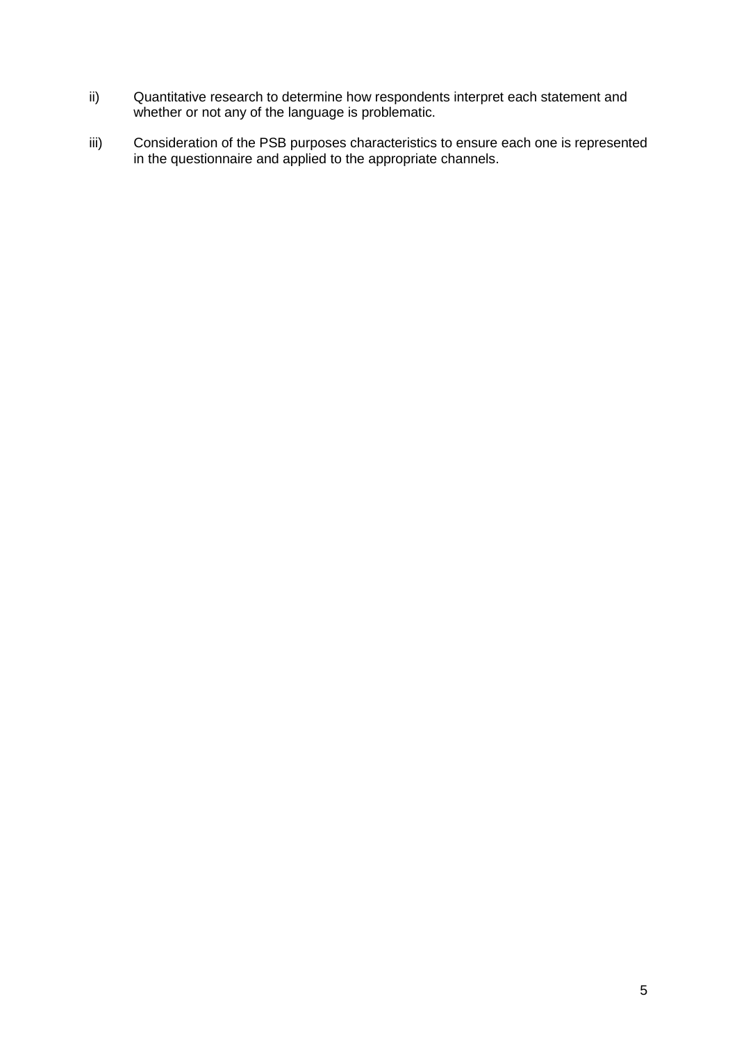ii) Quantitative research to determine how respondents interpret each statement and whether or not any of the language is problematic.

iii) Consideration of the PSB purposes characteristics to ensure each one is represented in the questionnaire and applied to the appropriate channels.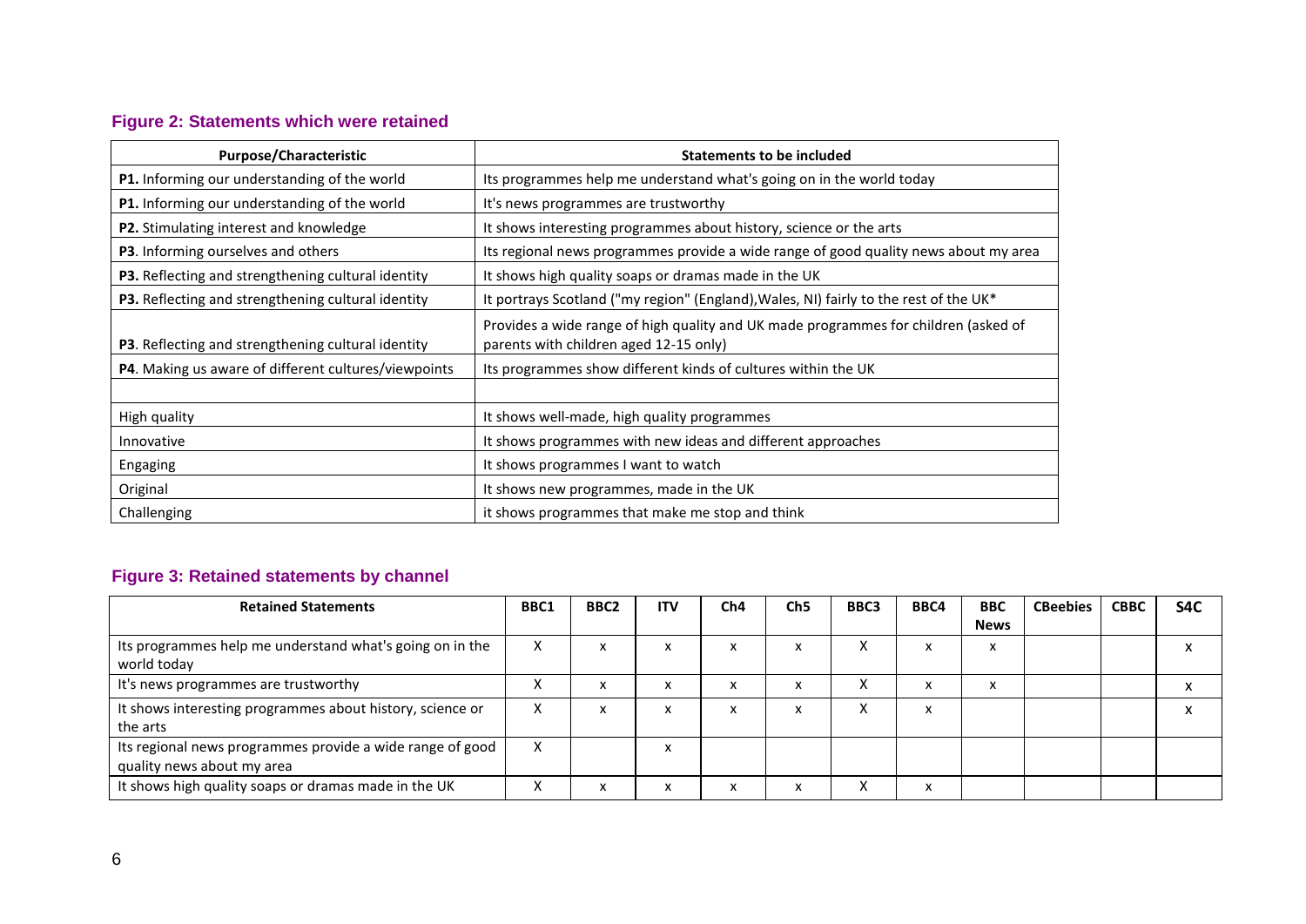### Figure 2: Statements which were retained

| Purpose/Characteristic | Statements to be included |
|---|---|
| **P1.** Informing our understanding of the world | Its programmes help me understand what's going on in the world today |
| **P1.** Informing our understanding of the world | It's news programmes are trustworthy |
| **P2.** Stimulating interest and knowledge | It shows interesting programmes about history, science or the arts |
| **P3**. Informing ourselves and others | Its regional news programmes provide a wide range of good quality news about my area |
| **P3.** Reflecting and strengthening cultural identity | It shows high quality soaps or dramas made in the UK |
| **P3.** Reflecting and strengthening cultural identity | It portrays Scotland ("my region" (England),Wales, NI) fairly to the rest of the UK* |
| **P3**. Reflecting and strengthening cultural identity | Provides a wide range of high quality and UK made programmes for children (asked of parents with children aged 12-15 only) |
| **P4**. Making us aware of different cultures/viewpoints | Its programmes show different kinds of cultures within the UK |
| | |
| High quality | It shows well-made, high quality programmes |
| Innovative | It shows programmes with new ideas and different approaches |
| Engaging | It shows programmes I want to watch |
| Original | It shows new programmes, made in the UK |
| Challenging | it shows programmes that make me stop and think |

### Figure 3: Retained statements by channel

| Retained Statements | BBC1 | BBC2 | ITV | Ch4 | Ch5 | BBC3 | BBC4 | BBC News | CBeebies | CBBC | S4C |
|---|---|---|---|---|---|---|---|---|---|---|---|
| Its programmes help me understand what's going on in the world today | X | x | x | x | x | X | x | x | | | x |
| It's news programmes are trustworthy | X | x | x | x | x | X | x | x | | | x |
| It shows interesting programmes about history, science or the arts | X | x | x | x | x | X | x | | | | x |
| Its regional news programmes provide a wide range of good quality news about my area | X | | x | | | | | | | | |
| It shows high quality soaps or dramas made in the UK | X | x | x | x | x | X | x | | | | |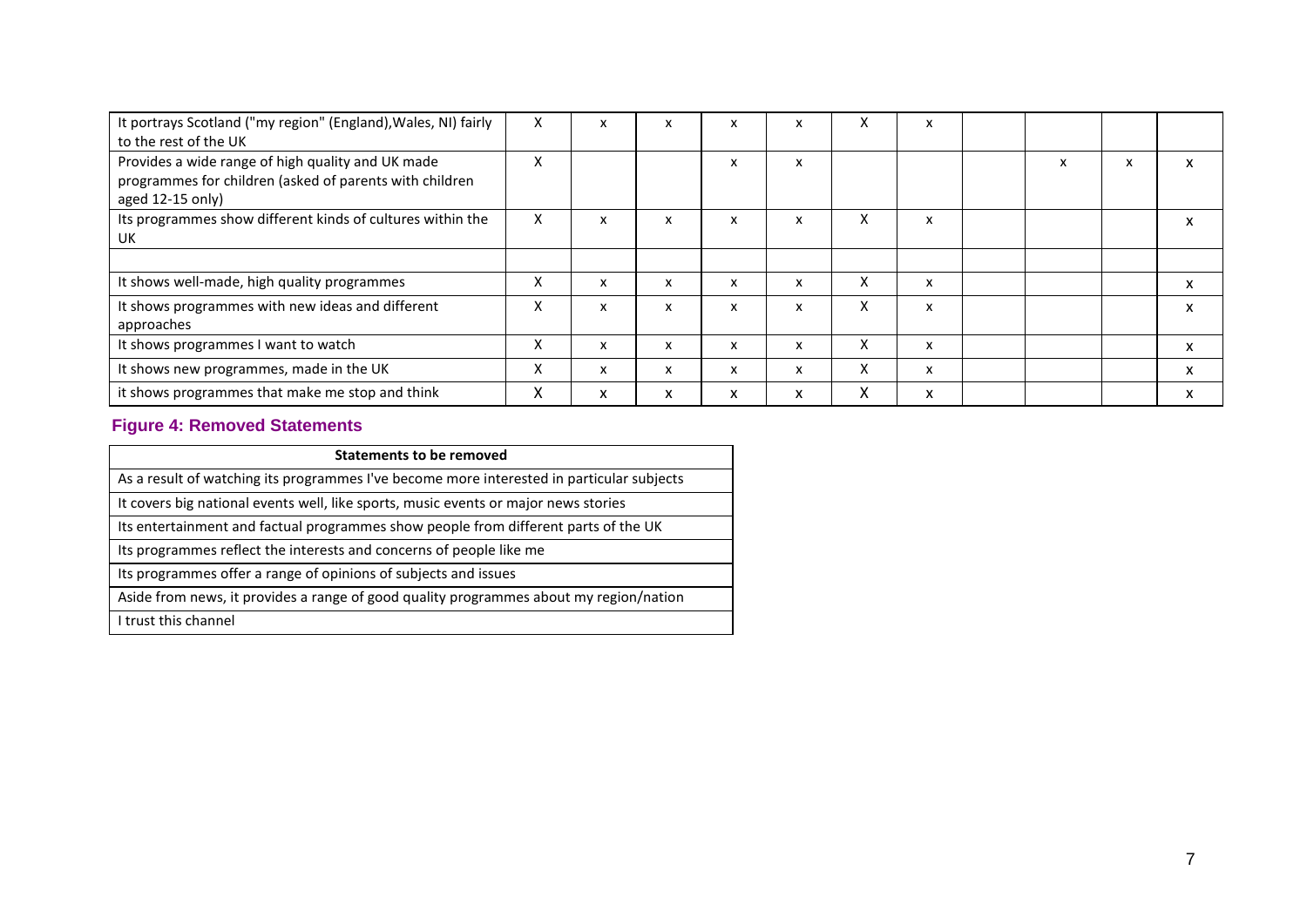| | | | | | | | | | | | |
|---|---|---|---|---|---|---|---|---|---|---|---|
| It portrays Scotland ("my region" (England),Wales, NI) fairly to the rest of the UK | X | x | x | x | x | X | x | | | | |
| Provides a wide range of high quality and UK made programmes for children (asked of parents with children aged 12-15 only) | X | | | x | x | | | | x | x | x |
| Its programmes show different kinds of cultures within the UK | X | x | x | x | x | X | x | | | | x |
| | | | | | | | | | | | |
| It shows well-made, high quality programmes | X | x | x | x | x | X | x | | | | x |
| It shows programmes with new ideas and different approaches | X | x | x | x | x | X | x | | | | x |
| It shows programmes I want to watch | X | x | x | x | x | X | x | | | | x |
| It shows new programmes, made in the UK | X | x | x | x | x | X | x | | | | x |
| it shows programmes that make me stop and think | X | x | x | x | x | X | x | | | | x |

## Figure 4: Removed Statements

| Statements to be removed |
|---|
| As a result of watching its programmes I've become more interested in particular subjects |
| It covers big national events well, like sports, music events or major news stories |
| Its entertainment and factual programmes show people from different parts of the UK |
| Its programmes reflect the interests and concerns of people like me |
| Its programmes offer a range of opinions of subjects and issues |
| Aside from news, it provides a range of good quality programmes about my region/nation |
| I trust this channel |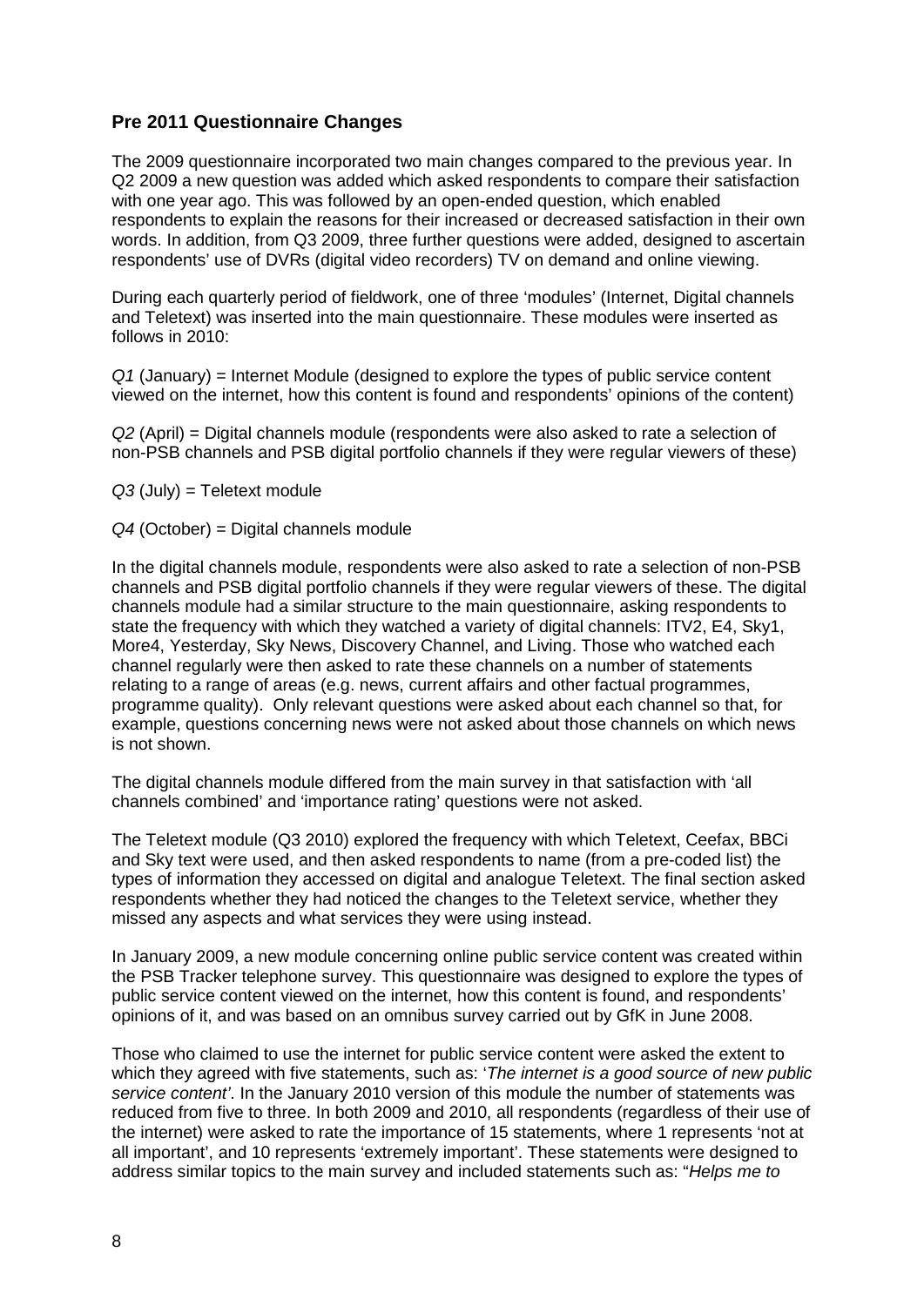### Pre 2011 Questionnaire Changes

The 2009 questionnaire incorporated two main changes compared to the previous year. In Q2 2009 a new question was added which asked respondents to compare their satisfaction with one year ago. This was followed by an open-ended question, which enabled respondents to explain the reasons for their increased or decreased satisfaction in their own words. In addition, from Q3 2009, three further questions were added, designed to ascertain respondents' use of DVRs (digital video recorders) TV on demand and online viewing.

During each quarterly period of fieldwork, one of three 'modules' (Internet, Digital channels and Teletext) was inserted into the main questionnaire. These modules were inserted as follows in 2010:

*Q1* (January) = Internet Module (designed to explore the types of public service content viewed on the internet, how this content is found and respondents' opinions of the content)

*Q2* (April) = Digital channels module (respondents were also asked to rate a selection of non-PSB channels and PSB digital portfolio channels if they were regular viewers of these)

*Q3* (July) = Teletext module

*Q4* (October) = Digital channels module

In the digital channels module, respondents were also asked to rate a selection of non-PSB channels and PSB digital portfolio channels if they were regular viewers of these. The digital channels module had a similar structure to the main questionnaire, asking respondents to state the frequency with which they watched a variety of digital channels: ITV2, E4, Sky1, More4, Yesterday, Sky News, Discovery Channel, and Living. Those who watched each channel regularly were then asked to rate these channels on a number of statements relating to a range of areas (e.g. news, current affairs and other factual programmes, programme quality). Only relevant questions were asked about each channel so that, for example, questions concerning news were not asked about those channels on which news is not shown.

The digital channels module differed from the main survey in that satisfaction with 'all channels combined' and 'importance rating' questions were not asked.

The Teletext module (Q3 2010) explored the frequency with which Teletext, Ceefax, BBCi and Sky text were used, and then asked respondents to name (from a pre-coded list) the types of information they accessed on digital and analogue Teletext. The final section asked respondents whether they had noticed the changes to the Teletext service, whether they missed any aspects and what services they were using instead.

In January 2009, a new module concerning online public service content was created within the PSB Tracker telephone survey. This questionnaire was designed to explore the types of public service content viewed on the internet, how this content is found, and respondents' opinions of it, and was based on an omnibus survey carried out by GfK in June 2008.

Those who claimed to use the internet for public service content were asked the extent to which they agreed with five statements, such as: '*The internet is a good source of new public service content'*. In the January 2010 version of this module the number of statements was reduced from five to three. In both 2009 and 2010, all respondents (regardless of their use of the internet) were asked to rate the importance of 15 statements, where 1 represents 'not at all important', and 10 represents 'extremely important'. These statements were designed to address similar topics to the main survey and included statements such as: "*Helps me to*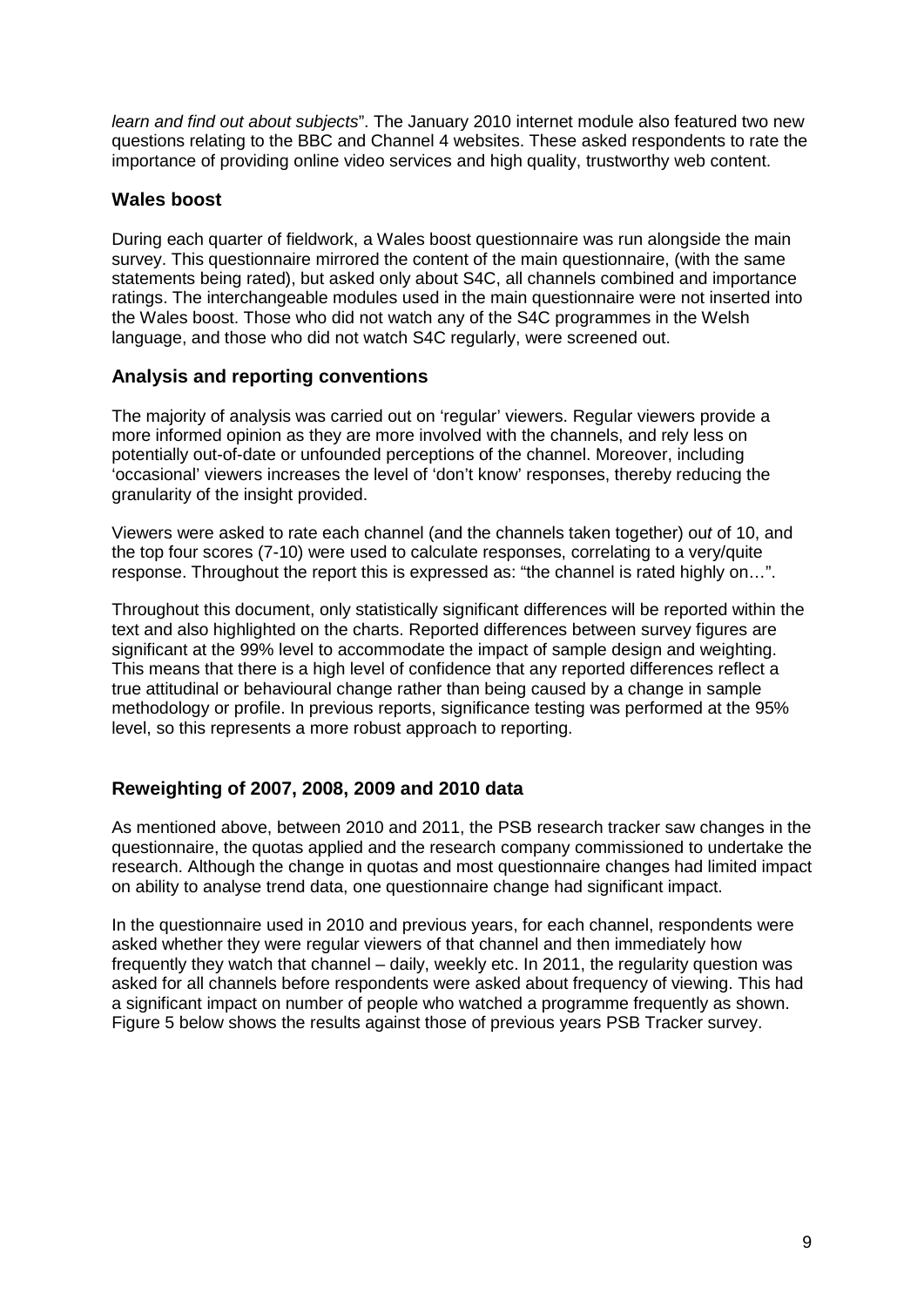*learn and find out about subjects*". The January 2010 internet module also featured two new questions relating to the BBC and Channel 4 websites. These asked respondents to rate the importance of providing online video services and high quality, trustworthy web content.

### Wales boost

During each quarter of fieldwork, a Wales boost questionnaire was run alongside the main survey. This questionnaire mirrored the content of the main questionnaire, (with the same statements being rated), but asked only about S4C, all channels combined and importance ratings. The interchangeable modules used in the main questionnaire were not inserted into the Wales boost. Those who did not watch any of the S4C programmes in the Welsh language, and those who did not watch S4C regularly, were screened out.

### Analysis and reporting conventions

The majority of analysis was carried out on 'regular' viewers. Regular viewers provide a more informed opinion as they are more involved with the channels, and rely less on potentially out-of-date or unfounded perceptions of the channel. Moreover, including 'occasional' viewers increases the level of 'don't know' responses, thereby reducing the granularity of the insight provided.

Viewers were asked to rate each channel (and the channels taken together) ou*t* of 10, and the top four scores (7-10) were used to calculate responses, correlating to a very/quite response. Throughout the report this is expressed as: "the channel is rated highly on…".

Throughout this document, only statistically significant differences will be reported within the text and also highlighted on the charts. Reported differences between survey figures are significant at the 99% level to accommodate the impact of sample design and weighting. This means that there is a high level of confidence that any reported differences reflect a true attitudinal or behavioural change rather than being caused by a change in sample methodology or profile. In previous reports, significance testing was performed at the 95% level, so this represents a more robust approach to reporting.

### Reweighting of 2007, 2008, 2009 and 2010 data

As mentioned above, between 2010 and 2011, the PSB research tracker saw changes in the questionnaire, the quotas applied and the research company commissioned to undertake the research. Although the change in quotas and most questionnaire changes had limited impact on ability to analyse trend data, one questionnaire change had significant impact.

In the questionnaire used in 2010 and previous years, for each channel, respondents were asked whether they were regular viewers of that channel and then immediately how frequently they watch that channel – daily, weekly etc. In 2011, the regularity question was asked for all channels before respondents were asked about frequency of viewing. This had a significant impact on number of people who watched a programme frequently as shown. Figure 5 below shows the results against those of previous years PSB Tracker survey.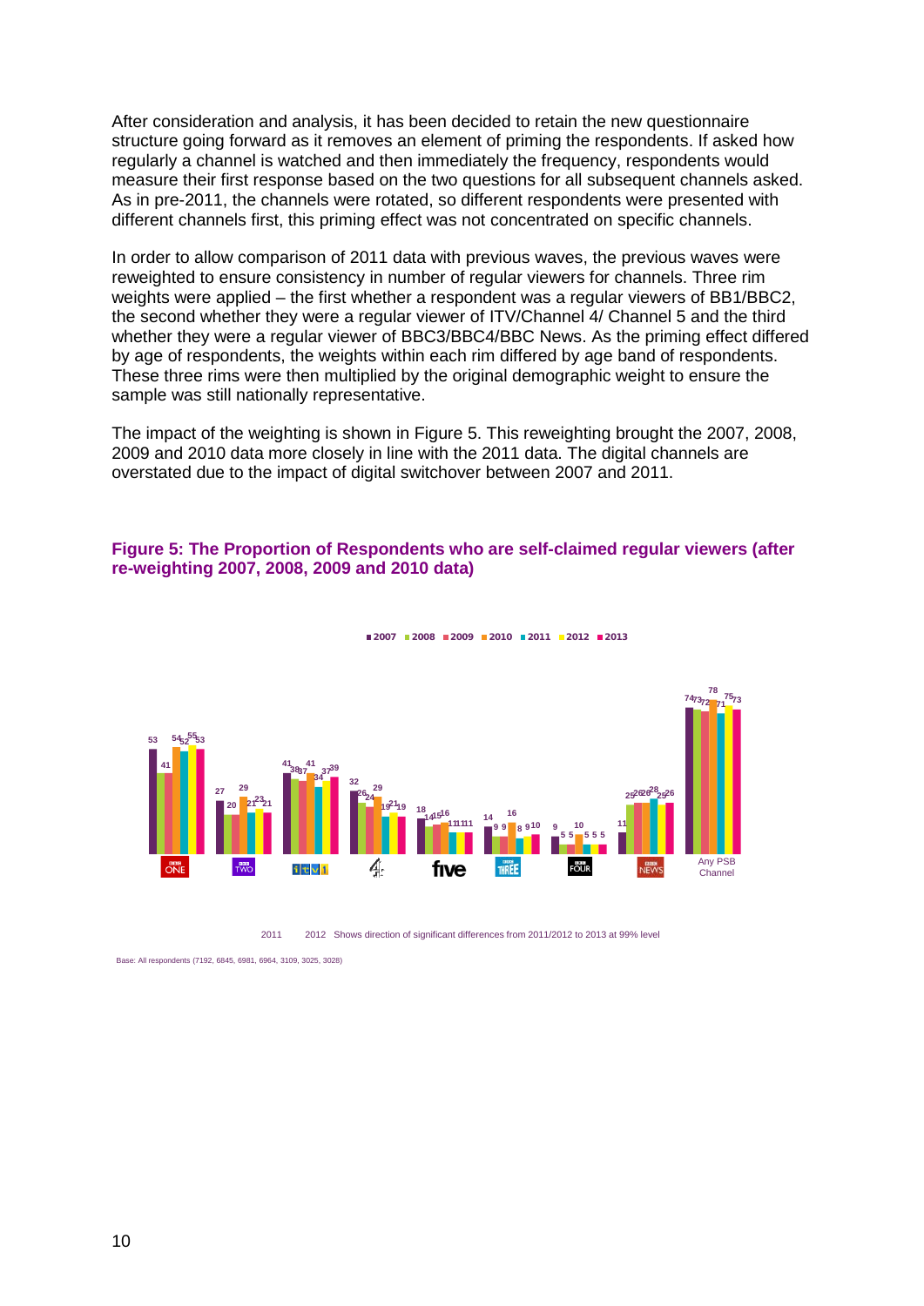After consideration and analysis, it has been decided to retain the new questionnaire structure going forward as it removes an element of priming the respondents. If asked how regularly a channel is watched and then immediately the frequency, respondents would measure their first response based on the two questions for all subsequent channels asked. As in pre-2011, the channels were rotated, so different respondents were presented with different channels first, this priming effect was not concentrated on specific channels.

In order to allow comparison of 2011 data with previous waves, the previous waves were reweighted to ensure consistency in number of regular viewers for channels. Three rim weights were applied – the first whether a respondent was a regular viewers of BB1/BBC2, the second whether they were a regular viewer of ITV/Channel 4/ Channel 5 and the third whether they were a regular viewer of BBC3/BBC4/BBC News. As the priming effect differed by age of respondents, the weights within each rim differed by age band of respondents. These three rims were then multiplied by the original demographic weight to ensure the sample was still nationally representative.

The impact of the weighting is shown in Figure 5. This reweighting brought the 2007, 2008, 2009 and 2010 data more closely in line with the 2011 data. The digital channels are overstated due to the impact of digital switchover between 2007 and 2011.

**Figure 5: The Proportion of Respondents who are self-claimed regular viewers (after re-weighting 2007, 2008, 2009 and 2010 data)**

| | 2007 | 2008 | 2009 | 2010 | 2011 | 2012 | 2013 |
|---|---|---|---|---|---|---|---|
| BBC One | 53 | 41 | 41 | 54 | 52 | 55 | 53 |
| BBC Two | 27 | 20 | 20 | 29 | 21 | 23 | 21 |
| ITV1 | 41 | 38 | 37 | 41 | 34 | 37 | 39 |
| Channel 4 | 32 | 26 | 24 | 29 | 19 | 21 | 19 |
| Five | 18 | 14 | 15 | 16 | 11 | 11 | 11 |
| BBC Three | 14 | 9 | 9 | 16 | 8 | 9 | 10 |
| BBC Four | 9 | 5 | 5 | 10 | 5 | 5 | 5 |
| BBC News | 11 | 25 | 26 | 26 | 28 | 25 | 26 |
| Any PSB Channel | 74 | 73 | 72 | 78 | 71 | 75 | 73 |

2011 2012 Shows direction of significant differences from 2011/2012 to 2013 at 99% level

Base: All respondents (7192, 6845, 6981, 6964, 3109, 3025, 3028)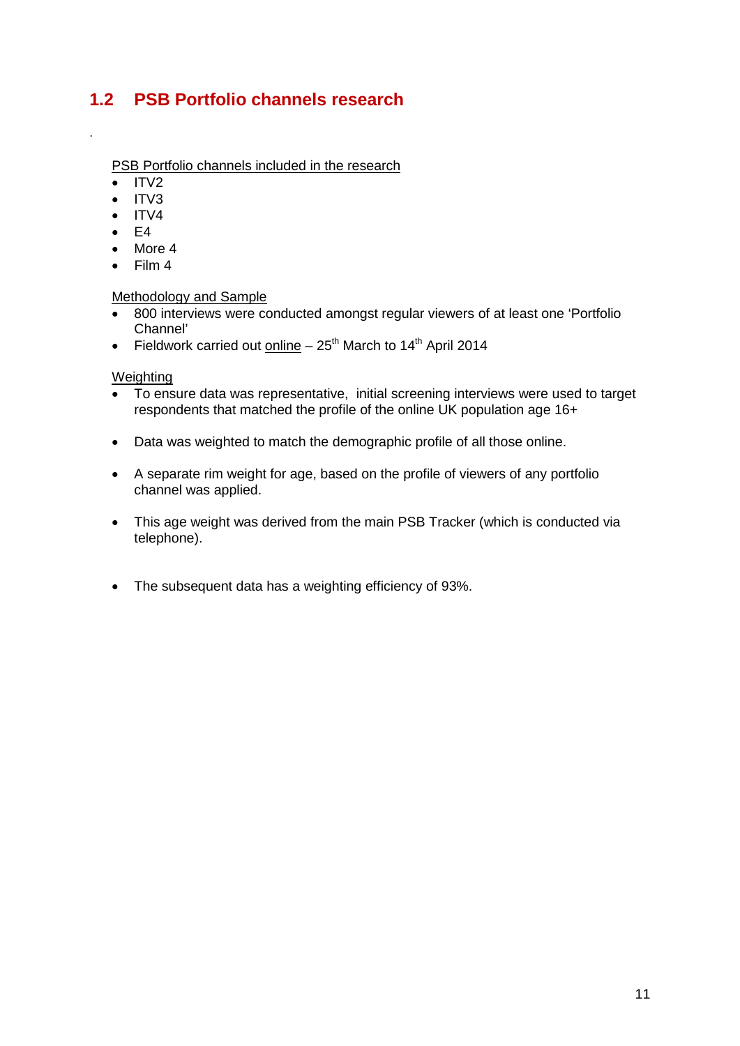## 1.2 PSB Portfolio channels research

.

PSB Portfolio channels included in the research

- ITV2
- ITV3
- ITV4
- E4
- More 4
- Film 4

Methodology and Sample

- 800 interviews were conducted amongst regular viewers of at least one 'Portfolio Channel'
- Fieldwork carried out online – 25th March to 14th April 2014

Weighting

- To ensure data was representative, initial screening interviews were used to target respondents that matched the profile of the online UK population age 16+
- Data was weighted to match the demographic profile of all those online.
- A separate rim weight for age, based on the profile of viewers of any portfolio channel was applied.
- This age weight was derived from the main PSB Tracker (which is conducted via telephone).
- The subsequent data has a weighting efficiency of 93%.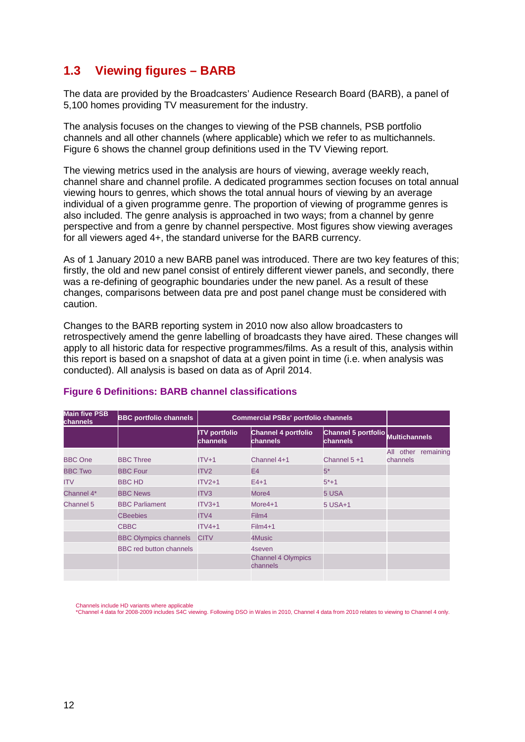## 1.3 Viewing figures – BARB

The data are provided by the Broadcasters' Audience Research Board (BARB), a panel of 5,100 homes providing TV measurement for the industry.

The analysis focuses on the changes to viewing of the PSB channels, PSB portfolio channels and all other channels (where applicable) which we refer to as multichannels. Figure 6 shows the channel group definitions used in the TV Viewing report.

The viewing metrics used in the analysis are hours of viewing, average weekly reach, channel share and channel profile. A dedicated programmes section focuses on total annual viewing hours to genres, which shows the total annual hours of viewing by an average individual of a given programme genre. The proportion of viewing of programme genres is also included. The genre analysis is approached in two ways; from a channel by genre perspective and from a genre by channel perspective. Most figures show viewing averages for all viewers aged 4+, the standard universe for the BARB currency.

As of 1 January 2010 a new BARB panel was introduced. There are two key features of this; firstly, the old and new panel consist of entirely different viewer panels, and secondly, there was a re-defining of geographic boundaries under the new panel. As a result of these changes, comparisons between data pre and post panel change must be considered with caution.

Changes to the BARB reporting system in 2010 now also allow broadcasters to retrospectively amend the genre labelling of broadcasts they have aired. These changes will apply to all historic data for respective programmes/films. As a result of this, analysis within this report is based on a snapshot of data at a given point in time (i.e. when analysis was conducted). All analysis is based on data as of April 2014.

### Figure 6 Definitions: BARB channel classifications

| Main five PSB channels | BBC portfolio channels | Commercial PSBs' portfolio channels | | | |
|---|---|---|---|---|---|
| | | ITV portfolio channels | Channel 4 portfolio channels | Channel 5 portfolio channels | Multichannels |
| BBC One | BBC Three | ITV+1 | Channel 4+1 | Channel 5 +1 | All other remaining channels |
| BBC Two | BBC Four | ITV2 | E4 | 5* | |
| ITV | BBC HD | ITV2+1 | E4+1 | 5*+1 | |
| Channel 4* | BBC News | ITV3 | More4 | 5 USA | |
| Channel 5 | BBC Parliament | ITV3+1 | More4+1 | 5 USA+1 | |
| | CBeebies | ITV4 | Film4 | | |
| | CBBC | ITV4+1 | Film4+1 | | |
| | BBC Olympics channels | CITV | 4Music | | |
| | BBC red button channels | | 4seven | | |
| | | | Channel 4 Olympics channels | | |

Channels include HD variants where applicable
*Channel 4 data for 2008-2009 includes S4C viewing. Following DSO in Wales in 2010, Channel 4 data from 2010 relates to viewing to Channel 4 only.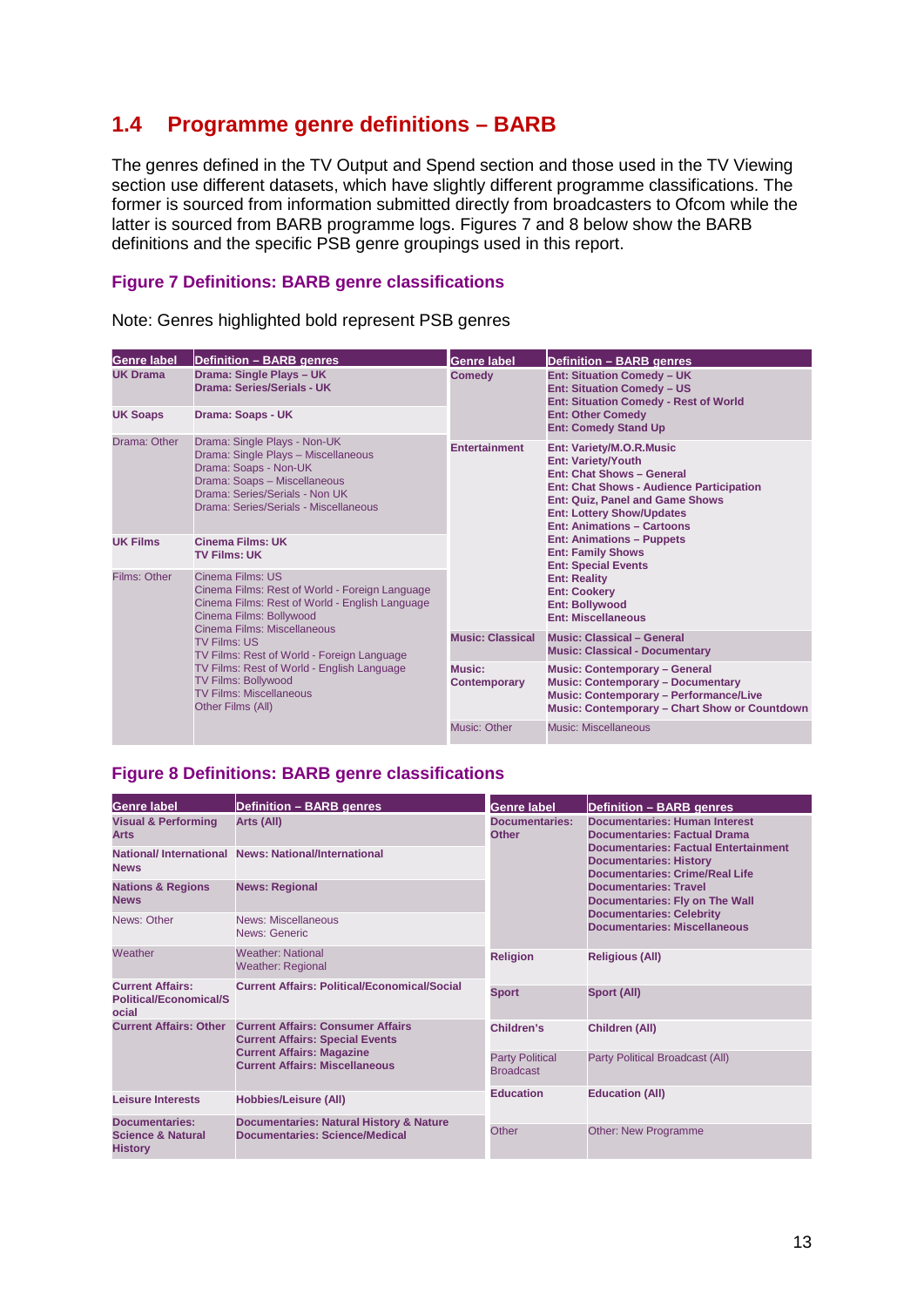## 1.4 Programme genre definitions – BARB

The genres defined in the TV Output and Spend section and those used in the TV Viewing section use different datasets, which have slightly different programme classifications. The former is sourced from information submitted directly from broadcasters to Ofcom while the latter is sourced from BARB programme logs. Figures 7 and 8 below show the BARB definitions and the specific PSB genre groupings used in this report.

### Figure 7 Definitions: BARB genre classifications

Note: Genres highlighted bold represent PSB genres

| Genre label | Definition – BARB genres | Genre label | Definition – BARB genres |
|---|---|---|---|
| **UK Drama** | **Drama: Single Plays – UK**<br>**Drama: Series/Serials - UK** | **Comedy** | **Ent: Situation Comedy – UK**<br>**Ent: Situation Comedy – US**<br>**Ent: Situation Comedy - Rest of World**<br>**Ent: Other Comedy**<br>**Ent: Comedy Stand Up** |
| **UK Soaps** | **Drama: Soaps - UK** | | |
| Drama: Other | Drama: Single Plays - Non-UK<br>Drama: Single Plays – Miscellaneous<br>Drama: Soaps - Non-UK<br>Drama: Soaps – Miscellaneous<br>Drama: Series/Serials - Non UK<br>Drama: Series/Serials - Miscellaneous | **Entertainment** | **Ent: Variety/M.O.R.Music**<br>**Ent: Variety/Youth**<br>**Ent: Chat Shows – General**<br>**Ent: Chat Shows - Audience Participation**<br>**Ent: Quiz, Panel and Game Shows**<br>**Ent: Lottery Show/Updates**<br>**Ent: Animations – Cartoons**<br>**Ent: Animations – Puppets**<br>**Ent: Family Shows**<br>**Ent: Special Events**<br>**Ent: Reality**<br>**Ent: Cookery**<br>**Ent: Bollywood**<br>**Ent: Miscellaneous** |
| **UK Films** | **Cinema Films: UK**<br>**TV Films: UK** | | |
| Films: Other | Cinema Films: US<br>Cinema Films: Rest of World - Foreign Language<br>Cinema Films: Rest of World - English Language<br>Cinema Films: Bollywood<br>Cinema Films: Miscellaneous<br>TV Films: US<br>TV Films: Rest of World - Foreign Language<br>TV Films: Rest of World - English Language<br>TV Films: Bollywood<br>TV Films: Miscellaneous<br>Other Films (All) | **Music: Classical** | **Music: Classical – General**<br>**Music: Classical - Documentary** |
| | | **Music: Contemporary** | **Music: Contemporary – General**<br>**Music: Contemporary – Documentary**<br>**Music: Contemporary – Performance/Live**<br>**Music: Contemporary – Chart Show or Countdown** |
| | | Music: Other | Music: Miscellaneous |

### Figure 8 Definitions: BARB genre classifications

| Genre label | Definition – BARB genres | Genre label | Definition – BARB genres |
|---|---|---|---|
| **Visual & Performing Arts** | **Arts (All)** | **Documentaries: Other** | **Documentaries: Human Interest**<br>**Documentaries: Factual Drama**<br>**Documentaries: Factual Entertainment**<br>**Documentaries: History**<br>**Documentaries: Crime/Real Life**<br>**Documentaries: Travel**<br>**Documentaries: Fly on The Wall**<br>**Documentaries: Celebrity**<br>**Documentaries: Miscellaneous** |
| **National/ International News** | **News: National/International** | | |
| **Nations & Regions News** | **News: Regional** | | |
| News: Other | News: Miscellaneous<br>News: Generic | | |
| Weather | Weather: National<br>Weather: Regional | **Religion** | **Religious (All)** |
| **Current Affairs: Political/Economical/Social** | **Current Affairs: Political/Economical/Social** | **Sport** | **Sport (All)** |
| **Current Affairs: Other** | **Current Affairs: Consumer Affairs**<br>**Current Affairs: Special Events**<br>**Current Affairs: Magazine**<br>**Current Affairs: Miscellaneous** | **Children's** | **Children (All)** |
| | | Party Political Broadcast | Party Political Broadcast (All) |
| **Leisure Interests** | **Hobbies/Leisure (All)** | **Education** | **Education (All)** |
| **Documentaries: Science & Natural History** | **Documentaries: Natural History & Nature**<br>**Documentaries: Science/Medical** | Other | Other: New Programme |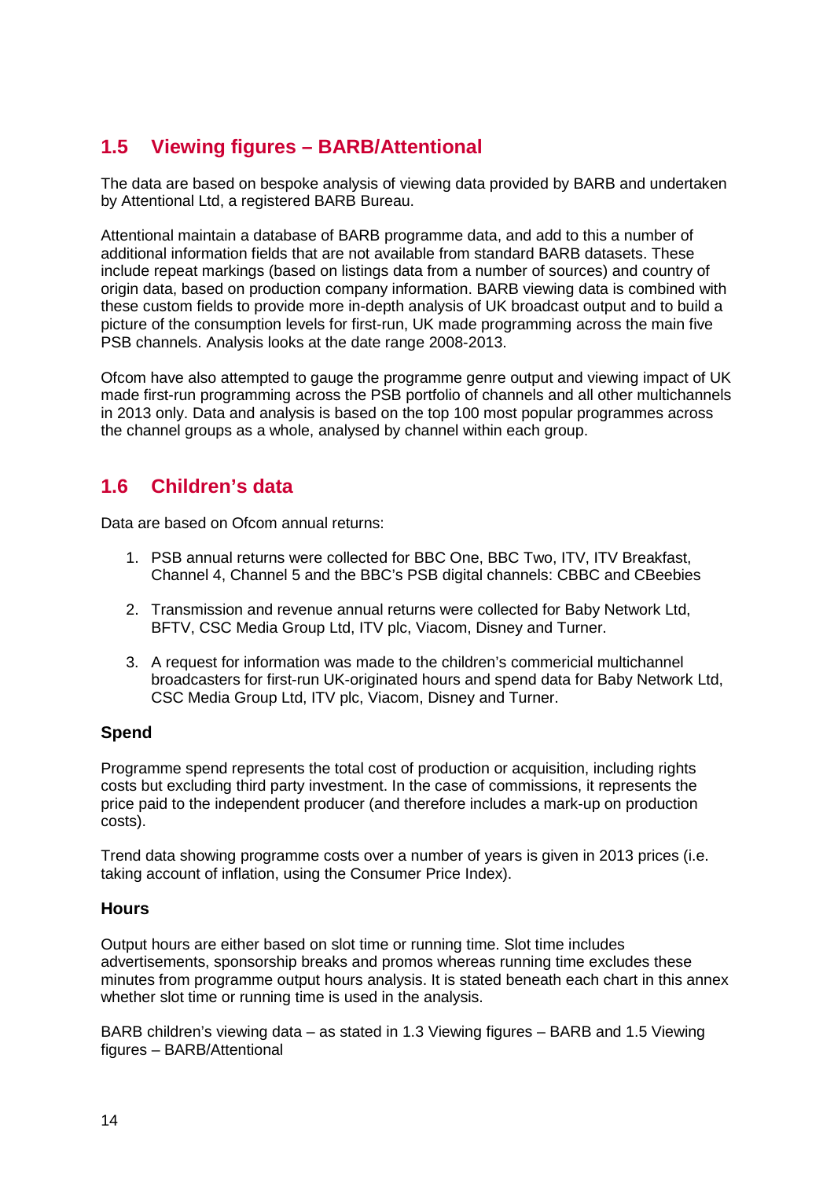## 1.5 Viewing figures – BARB/Attentional

The data are based on bespoke analysis of viewing data provided by BARB and undertaken by Attentional Ltd, a registered BARB Bureau.

Attentional maintain a database of BARB programme data, and add to this a number of additional information fields that are not available from standard BARB datasets. These include repeat markings (based on listings data from a number of sources) and country of origin data, based on production company information. BARB viewing data is combined with these custom fields to provide more in-depth analysis of UK broadcast output and to build a picture of the consumption levels for first-run, UK made programming across the main five PSB channels. Analysis looks at the date range 2008-2013.

Ofcom have also attempted to gauge the programme genre output and viewing impact of UK made first-run programming across the PSB portfolio of channels and all other multichannels in 2013 only. Data and analysis is based on the top 100 most popular programmes across the channel groups as a whole, analysed by channel within each group.

## 1.6 Children's data

Data are based on Ofcom annual returns:

1. PSB annual returns were collected for BBC One, BBC Two, ITV, ITV Breakfast, Channel 4, Channel 5 and the BBC's PSB digital channels: CBBC and CBeebies
2. Transmission and revenue annual returns were collected for Baby Network Ltd, BFTV, CSC Media Group Ltd, ITV plc, Viacom, Disney and Turner.
3. A request for information was made to the children's commericial multichannel broadcasters for first-run UK-originated hours and spend data for Baby Network Ltd, CSC Media Group Ltd, ITV plc, Viacom, Disney and Turner.

### Spend

Programme spend represents the total cost of production or acquisition, including rights costs but excluding third party investment. In the case of commissions, it represents the price paid to the independent producer (and therefore includes a mark-up on production costs).

Trend data showing programme costs over a number of years is given in 2013 prices (i.e. taking account of inflation, using the Consumer Price Index).

### Hours

Output hours are either based on slot time or running time. Slot time includes advertisements, sponsorship breaks and promos whereas running time excludes these minutes from programme output hours analysis. It is stated beneath each chart in this annex whether slot time or running time is used in the analysis.

BARB children's viewing data – as stated in 1.3 Viewing figures – BARB and 1.5 Viewing figures – BARB/Attentional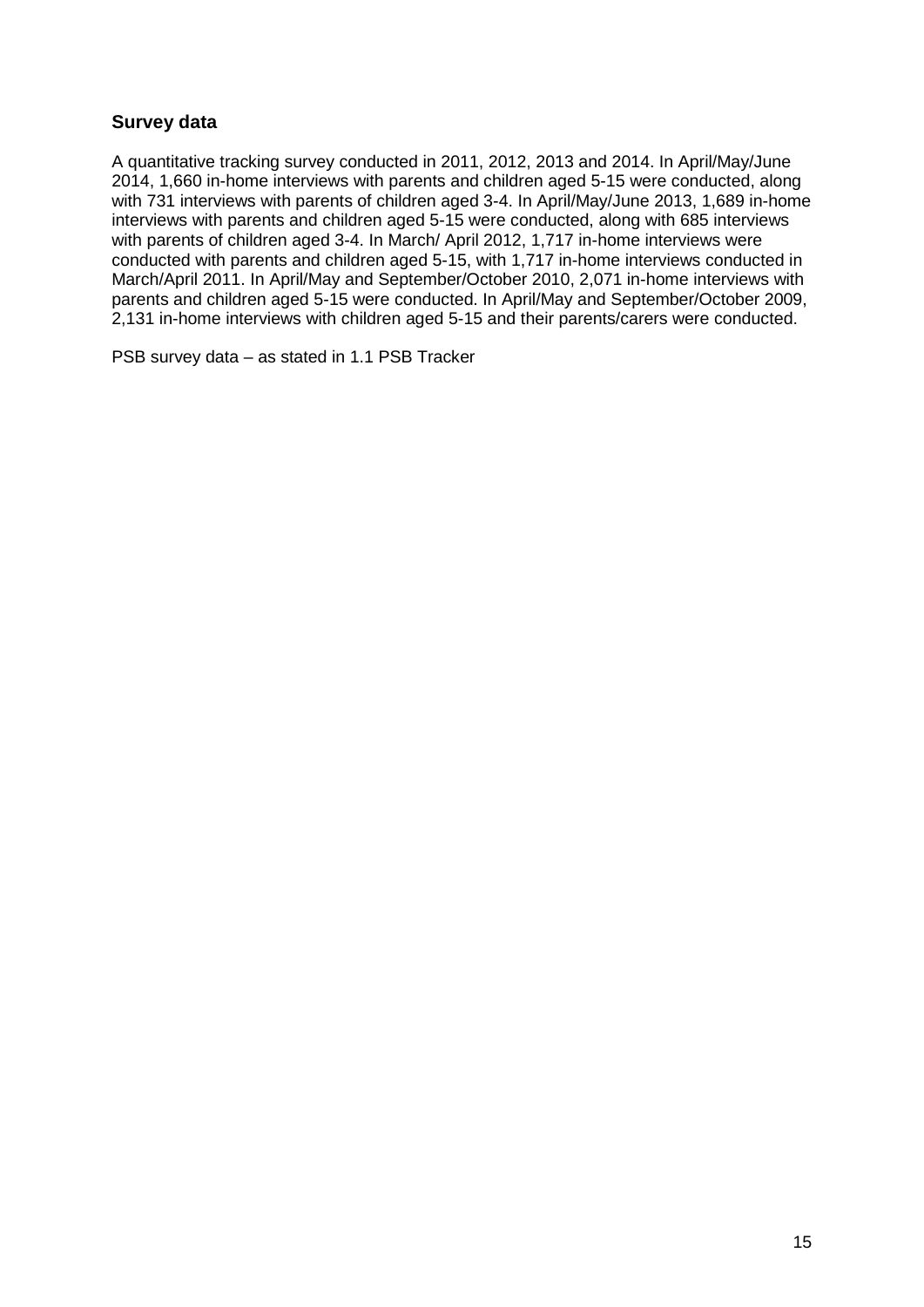## Survey data

A quantitative tracking survey conducted in 2011, 2012, 2013 and 2014. In April/May/June 2014, 1,660 in-home interviews with parents and children aged 5-15 were conducted, along with 731 interviews with parents of children aged 3-4. In April/May/June 2013, 1,689 in-home interviews with parents and children aged 5-15 were conducted, along with 685 interviews with parents of children aged 3-4. In March/ April 2012, 1,717 in-home interviews were conducted with parents and children aged 5-15, with 1,717 in-home interviews conducted in March/April 2011. In April/May and September/October 2010, 2,071 in-home interviews with parents and children aged 5-15 were conducted. In April/May and September/October 2009, 2,131 in-home interviews with children aged 5-15 and their parents/carers were conducted.

PSB survey data – as stated in 1.1 PSB Tracker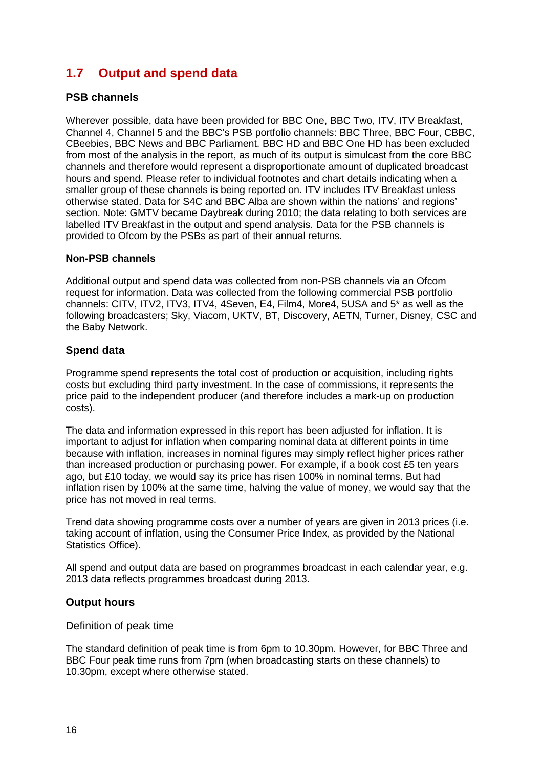## 1.7 Output and spend data

### PSB channels

Wherever possible, data have been provided for BBC One, BBC Two, ITV, ITV Breakfast, Channel 4, Channel 5 and the BBC's PSB portfolio channels: BBC Three, BBC Four, CBBC, CBeebies, BBC News and BBC Parliament. BBC HD and BBC One HD has been excluded from most of the analysis in the report, as much of its output is simulcast from the core BBC channels and therefore would represent a disproportionate amount of duplicated broadcast hours and spend. Please refer to individual footnotes and chart details indicating when a smaller group of these channels is being reported on. ITV includes ITV Breakfast unless otherwise stated. Data for S4C and BBC Alba are shown within the nations' and regions' section. Note: GMTV became Daybreak during 2010; the data relating to both services are labelled ITV Breakfast in the output and spend analysis. Data for the PSB channels is provided to Ofcom by the PSBs as part of their annual returns.

#### Non-PSB channels

Additional output and spend data was collected from non-PSB channels via an Ofcom request for information. Data was collected from the following commercial PSB portfolio channels: CITV, ITV2, ITV3, ITV4, 4Seven, E4, Film4, More4, 5USA and 5* as well as the following broadcasters; Sky, Viacom, UKTV, BT, Discovery, AETN, Turner, Disney, CSC and the Baby Network.

### Spend data

Programme spend represents the total cost of production or acquisition, including rights costs but excluding third party investment. In the case of commissions, it represents the price paid to the independent producer (and therefore includes a mark-up on production costs).

The data and information expressed in this report has been adjusted for inflation. It is important to adjust for inflation when comparing nominal data at different points in time because with inflation, increases in nominal figures may simply reflect higher prices rather than increased production or purchasing power. For example, if a book cost £5 ten years ago, but £10 today, we would say its price has risen 100% in nominal terms. But had inflation risen by 100% at the same time, halving the value of money, we would say that the price has not moved in real terms.

Trend data showing programme costs over a number of years are given in 2013 prices (i.e. taking account of inflation, using the Consumer Price Index, as provided by the National Statistics Office).

All spend and output data are based on programmes broadcast in each calendar year, e.g. 2013 data reflects programmes broadcast during 2013.

### Output hours

Definition of peak time

The standard definition of peak time is from 6pm to 10.30pm. However, for BBC Three and BBC Four peak time runs from 7pm (when broadcasting starts on these channels) to 10.30pm, except where otherwise stated.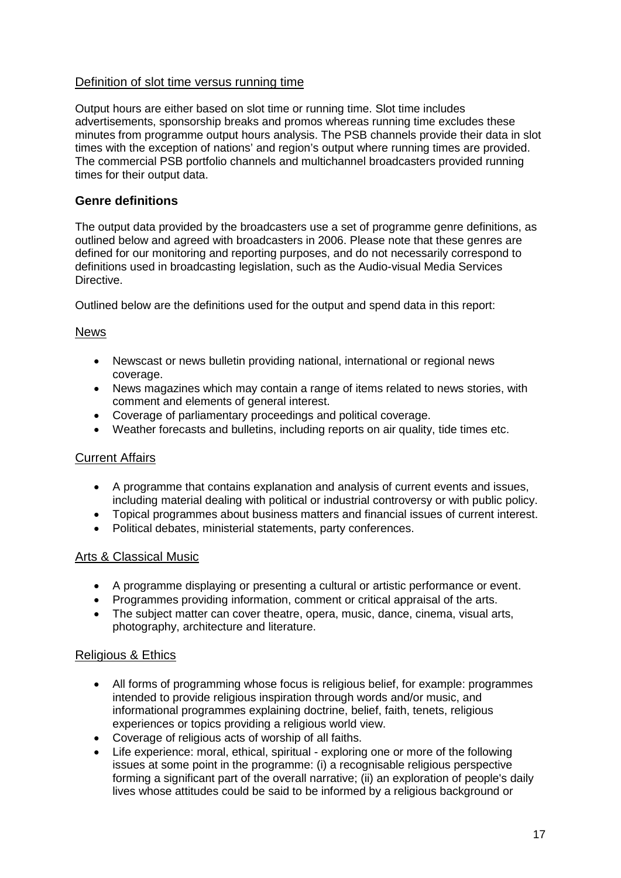### Definition of slot time versus running time

Output hours are either based on slot time or running time. Slot time includes advertisements, sponsorship breaks and promos whereas running time excludes these minutes from programme output hours analysis. The PSB channels provide their data in slot times with the exception of nations' and region's output where running times are provided. The commercial PSB portfolio channels and multichannel broadcasters provided running times for their output data.

## Genre definitions

The output data provided by the broadcasters use a set of programme genre definitions, as outlined below and agreed with broadcasters in 2006. Please note that these genres are defined for our monitoring and reporting purposes, and do not necessarily correspond to definitions used in broadcasting legislation, such as the Audio-visual Media Services Directive.

Outlined below are the definitions used for the output and spend data in this report:

### News

- Newscast or news bulletin providing national, international or regional news coverage.
- News magazines which may contain a range of items related to news stories, with comment and elements of general interest.
- Coverage of parliamentary proceedings and political coverage.
- Weather forecasts and bulletins, including reports on air quality, tide times etc.

### Current Affairs

- A programme that contains explanation and analysis of current events and issues, including material dealing with political or industrial controversy or with public policy.
- Topical programmes about business matters and financial issues of current interest.
- Political debates, ministerial statements, party conferences.

### Arts & Classical Music

- A programme displaying or presenting a cultural or artistic performance or event.
- Programmes providing information, comment or critical appraisal of the arts.
- The subject matter can cover theatre, opera, music, dance, cinema, visual arts, photography, architecture and literature.

### Religious & Ethics

- All forms of programming whose focus is religious belief, for example: programmes intended to provide religious inspiration through words and/or music, and informational programmes explaining doctrine, belief, faith, tenets, religious experiences or topics providing a religious world view.
- Coverage of religious acts of worship of all faiths.
- Life experience: moral, ethical, spiritual - exploring one or more of the following issues at some point in the programme: (i) a recognisable religious perspective forming a significant part of the overall narrative; (ii) an exploration of people's daily lives whose attitudes could be said to be informed by a religious background or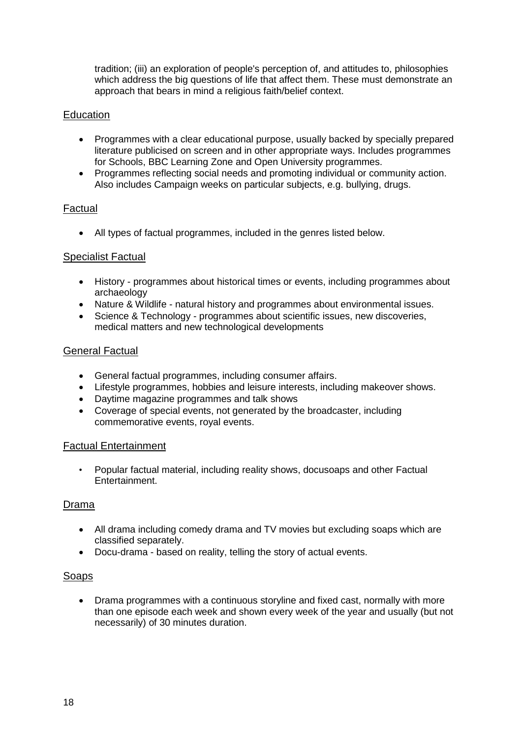tradition; (iii) an exploration of people's perception of, and attitudes to, philosophies which address the big questions of life that affect them. These must demonstrate an approach that bears in mind a religious faith/belief context.

## Education

- Programmes with a clear educational purpose, usually backed by specially prepared literature publicised on screen and in other appropriate ways. Includes programmes for Schools, BBC Learning Zone and Open University programmes.
- Programmes reflecting social needs and promoting individual or community action. Also includes Campaign weeks on particular subjects, e.g. bullying, drugs.

## Factual

- All types of factual programmes, included in the genres listed below.

## Specialist Factual

- History - programmes about historical times or events, including programmes about archaeology
- Nature & Wildlife - natural history and programmes about environmental issues.
- Science & Technology - programmes about scientific issues, new discoveries, medical matters and new technological developments

## General Factual

- General factual programmes, including consumer affairs.
- Lifestyle programmes, hobbies and leisure interests, including makeover shows.
- Daytime magazine programmes and talk shows
- Coverage of special events, not generated by the broadcaster, including commemorative events, royal events.

## Factual Entertainment

- Popular factual material, including reality shows, docusoaps and other Factual Entertainment.

## Drama

- All drama including comedy drama and TV movies but excluding soaps which are classified separately.
- Docu-drama - based on reality, telling the story of actual events.

## Soaps

- Drama programmes with a continuous storyline and fixed cast, normally with more than one episode each week and shown every week of the year and usually (but not necessarily) of 30 minutes duration.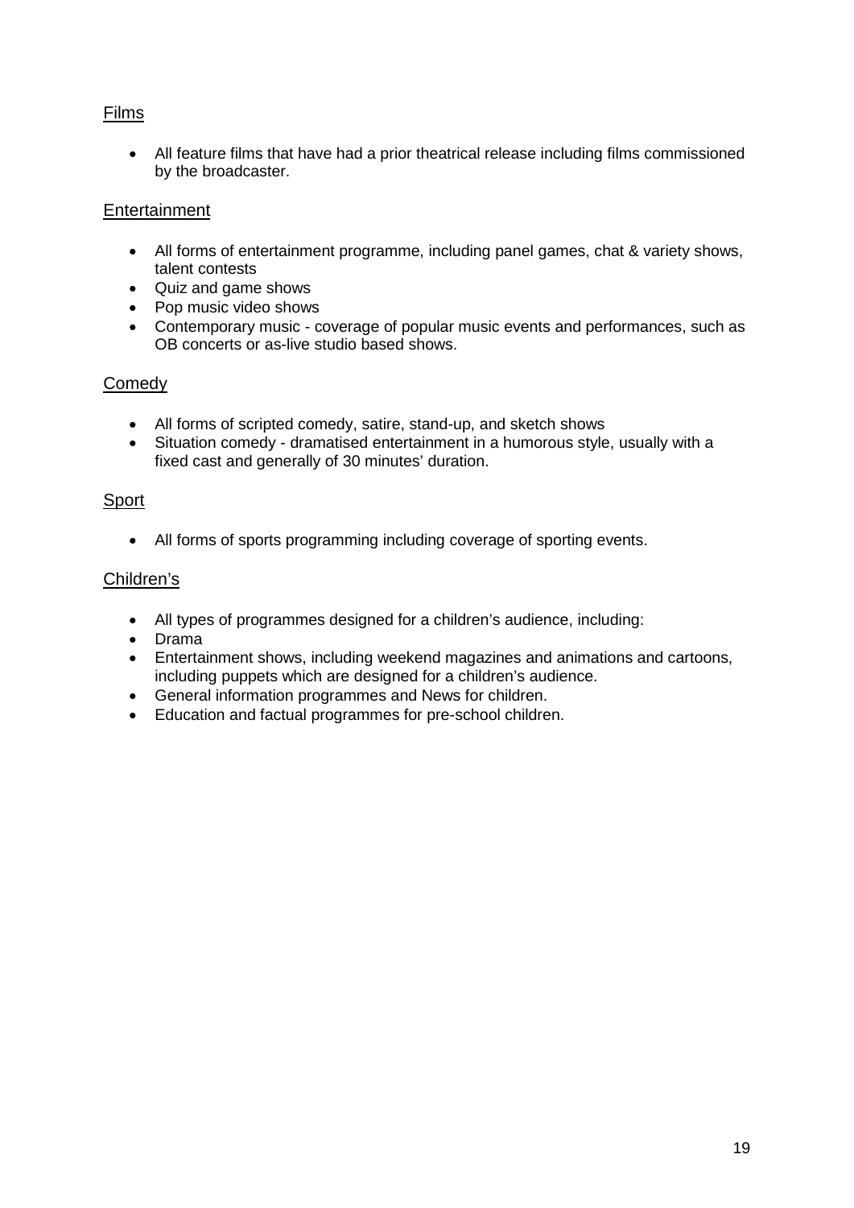Films

- All feature films that have had a prior theatrical release including films commissioned by the broadcaster.

Entertainment

- All forms of entertainment programme, including panel games, chat & variety shows, talent contests
- Quiz and game shows
- Pop music video shows
- Contemporary music - coverage of popular music events and performances, such as OB concerts or as-live studio based shows.

Comedy

- All forms of scripted comedy, satire, stand-up, and sketch shows
- Situation comedy - dramatised entertainment in a humorous style, usually with a fixed cast and generally of 30 minutes' duration.

Sport

- All forms of sports programming including coverage of sporting events.

Children's

- All types of programmes designed for a children's audience, including:
- Drama
- Entertainment shows, including weekend magazines and animations and cartoons, including puppets which are designed for a children's audience.
- General information programmes and News for children.
- Education and factual programmes for pre-school children.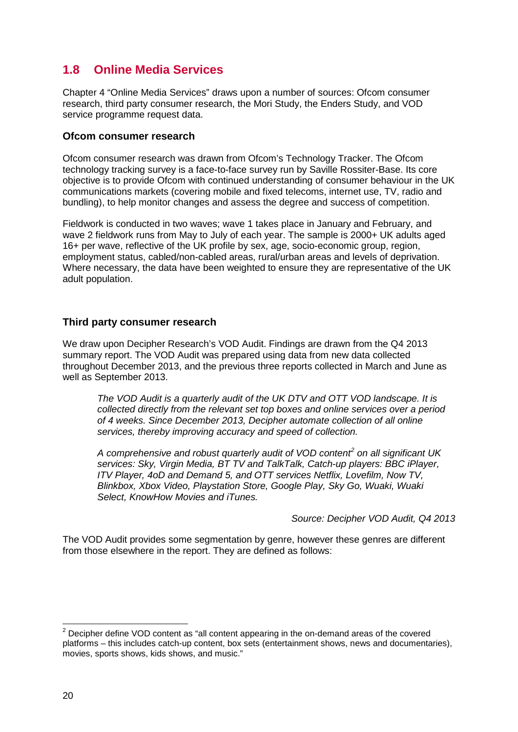## 1.8 Online Media Services

Chapter 4 "Online Media Services" draws upon a number of sources: Ofcom consumer research, third party consumer research, the Mori Study, the Enders Study, and VOD service programme request data.

### Ofcom consumer research

Ofcom consumer research was drawn from Ofcom's Technology Tracker. The Ofcom technology tracking survey is a face-to-face survey run by Saville Rossiter-Base. Its core objective is to provide Ofcom with continued understanding of consumer behaviour in the UK communications markets (covering mobile and fixed telecoms, internet use, TV, radio and bundling), to help monitor changes and assess the degree and success of competition.

Fieldwork is conducted in two waves; wave 1 takes place in January and February, and wave 2 fieldwork runs from May to July of each year. The sample is 2000+ UK adults aged 16+ per wave, reflective of the UK profile by sex, age, socio-economic group, region, employment status, cabled/non-cabled areas, rural/urban areas and levels of deprivation. Where necessary, the data have been weighted to ensure they are representative of the UK adult population.

### Third party consumer research

We draw upon Decipher Research's VOD Audit. Findings are drawn from the Q4 2013 summary report. The VOD Audit was prepared using data from new data collected throughout December 2013, and the previous three reports collected in March and June as well as September 2013.

> *The VOD Audit is a quarterly audit of the UK DTV and OTT VOD landscape. It is collected directly from the relevant set top boxes and online services over a period of 4 weeks. Since December 2013, Decipher automate collection of all online services, thereby improving accuracy and speed of collection.*
>
> *A comprehensive and robust quarterly audit of VOD content[2] on all significant UK services: Sky, Virgin Media, BT TV and TalkTalk, Catch-up players: BBC iPlayer, ITV Player, 4oD and Demand 5, and OTT services Netflix, Lovefilm, Now TV, Blinkbox, Xbox Video, Playstation Store, Google Play, Sky Go, Wuaki, Wuaki Select, KnowHow Movies and iTunes.*
>
> *Source: Decipher VOD Audit, Q4 2013*

The VOD Audit provides some segmentation by genre, however these genres are different from those elsewhere in the report. They are defined as follows:

[2] Decipher define VOD content as "all content appearing in the on-demand areas of the covered platforms – this includes catch-up content, box sets (entertainment shows, news and documentaries), movies, sports shows, kids shows, and music."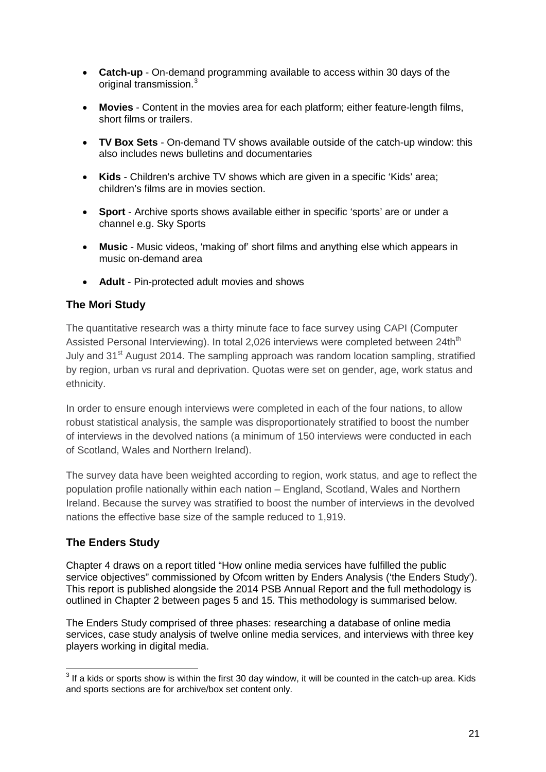- **Catch-up** - On-demand programming available to access within 30 days of the original transmission.[3]

- **Movies** - Content in the movies area for each platform; either feature-length films, short films or trailers.

- **TV Box Sets** - On-demand TV shows available outside of the catch-up window: this also includes news bulletins and documentaries

- **Kids** - Children's archive TV shows which are given in a specific 'Kids' area; children's films are in movies section.

- **Sport** - Archive sports shows available either in specific 'sports' are or under a channel e.g. Sky Sports

- **Music** - Music videos, 'making of' short films and anything else which appears in music on-demand area

- **Adult** - Pin-protected adult movies and shows

### The Mori Study

The quantitative research was a thirty minute face to face survey using CAPI (Computer Assisted Personal Interviewing). In total 2,026 interviews were completed between 24th[th] July and 31[st] August 2014. The sampling approach was random location sampling, stratified by region, urban vs rural and deprivation. Quotas were set on gender, age, work status and ethnicity.

In order to ensure enough interviews were completed in each of the four nations, to allow robust statistical analysis, the sample was disproportionately stratified to boost the number of interviews in the devolved nations (a minimum of 150 interviews were conducted in each of Scotland, Wales and Northern Ireland).

The survey data have been weighted according to region, work status, and age to reflect the population profile nationally within each nation – England, Scotland, Wales and Northern Ireland. Because the survey was stratified to boost the number of interviews in the devolved nations the effective base size of the sample reduced to 1,919.

### The Enders Study

Chapter 4 draws on a report titled "How online media services have fulfilled the public service objectives" commissioned by Ofcom written by Enders Analysis ('the Enders Study'). This report is published alongside the 2014 PSB Annual Report and the full methodology is outlined in Chapter 2 between pages 5 and 15. This methodology is summarised below.

The Enders Study comprised of three phases: researching a database of online media services, case study analysis of twelve online media services, and interviews with three key players working in digital media.

---

[3] If a kids or sports show is within the first 30 day window, it will be counted in the catch-up area. Kids and sports sections are for archive/box set content only.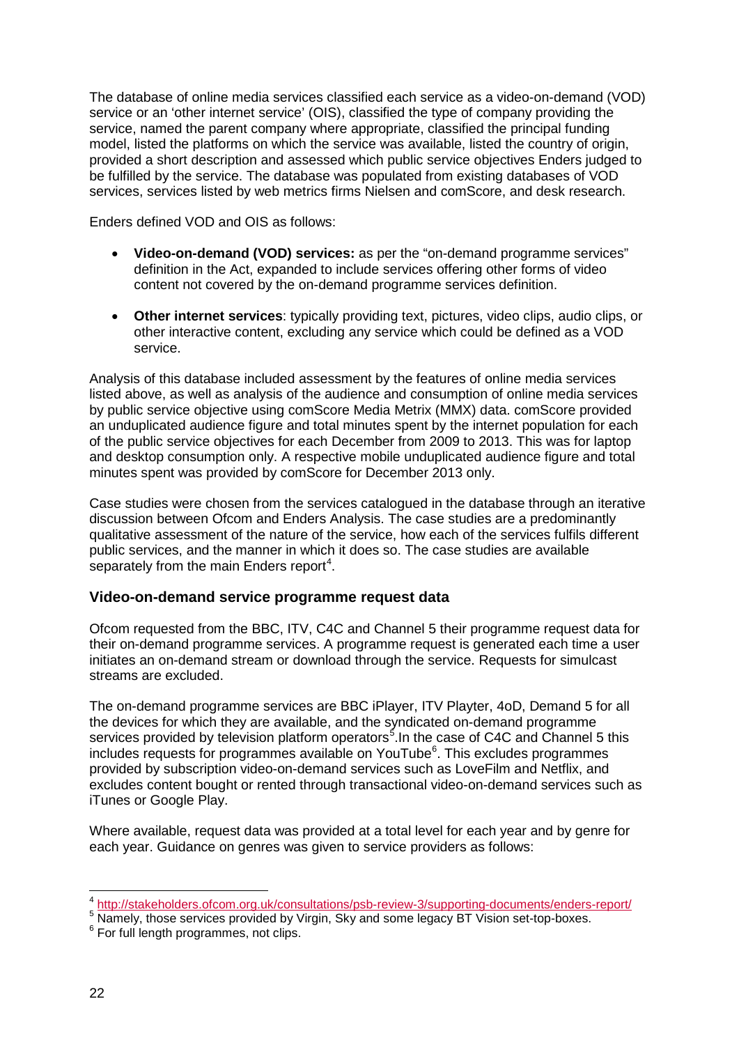The database of online media services classified each service as a video-on-demand (VOD) service or an 'other internet service' (OIS), classified the type of company providing the service, named the parent company where appropriate, classified the principal funding model, listed the platforms on which the service was available, listed the country of origin, provided a short description and assessed which public service objectives Enders judged to be fulfilled by the service. The database was populated from existing databases of VOD services, services listed by web metrics firms Nielsen and comScore, and desk research.

Enders defined VOD and OIS as follows:

- **Video-on-demand (VOD) services:** as per the "on-demand programme services" definition in the Act, expanded to include services offering other forms of video content not covered by the on-demand programme services definition.

- **Other internet services**: typically providing text, pictures, video clips, audio clips, or other interactive content, excluding any service which could be defined as a VOD service.

Analysis of this database included assessment by the features of online media services listed above, as well as analysis of the audience and consumption of online media services by public service objective using comScore Media Metrix (MMX) data. comScore provided an unduplicated audience figure and total minutes spent by the internet population for each of the public service objectives for each December from 2009 to 2013. This was for laptop and desktop consumption only. A respective mobile unduplicated audience figure and total minutes spent was provided by comScore for December 2013 only.

Case studies were chosen from the services catalogued in the database through an iterative discussion between Ofcom and Enders Analysis. The case studies are a predominantly qualitative assessment of the nature of the service, how each of the services fulfils different public services, and the manner in which it does so. The case studies are available separately from the main Enders report[4].

## Video-on-demand service programme request data

Ofcom requested from the BBC, ITV, C4C and Channel 5 their programme request data for their on-demand programme services. A programme request is generated each time a user initiates an on-demand stream or download through the service. Requests for simulcast streams are excluded.

The on-demand programme services are BBC iPlayer, ITV Playter, 4oD, Demand 5 for all the devices for which they are available, and the syndicated on-demand programme services provided by television platform operators[5].In the case of C4C and Channel 5 this includes requests for programmes available on YouTube[6]. This excludes programmes provided by subscription video-on-demand services such as LoveFilm and Netflix, and excludes content bought or rented through transactional video-on-demand services such as iTunes or Google Play.

Where available, request data was provided at a total level for each year and by genre for each year. Guidance on genres was given to service providers as follows:

---

[4] http://stakeholders.ofcom.org.uk/consultations/psb-review-3/supporting-documents/enders-report/

[5] Namely, those services provided by Virgin, Sky and some legacy BT Vision set-top-boxes.

[6] For full length programmes, not clips.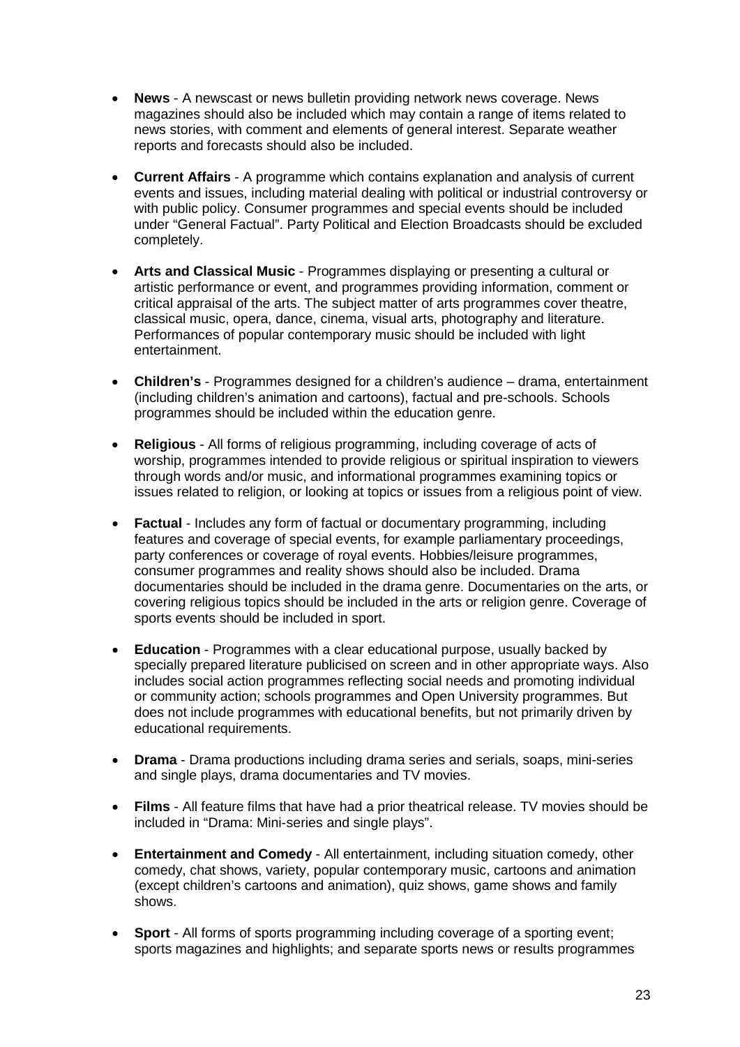- **News** - A newscast or news bulletin providing network news coverage. News magazines should also be included which may contain a range of items related to news stories, with comment and elements of general interest. Separate weather reports and forecasts should also be included.

- **Current Affairs** - A programme which contains explanation and analysis of current events and issues, including material dealing with political or industrial controversy or with public policy. Consumer programmes and special events should be included under "General Factual". Party Political and Election Broadcasts should be excluded completely.

- **Arts and Classical Music** - Programmes displaying or presenting a cultural or artistic performance or event, and programmes providing information, comment or critical appraisal of the arts. The subject matter of arts programmes cover theatre, classical music, opera, dance, cinema, visual arts, photography and literature. Performances of popular contemporary music should be included with light entertainment.

- **Children's** - Programmes designed for a children's audience – drama, entertainment (including children's animation and cartoons), factual and pre-schools. Schools programmes should be included within the education genre.

- **Religious** - All forms of religious programming, including coverage of acts of worship, programmes intended to provide religious or spiritual inspiration to viewers through words and/or music, and informational programmes examining topics or issues related to religion, or looking at topics or issues from a religious point of view.

- **Factual** - Includes any form of factual or documentary programming, including features and coverage of special events, for example parliamentary proceedings, party conferences or coverage of royal events. Hobbies/leisure programmes, consumer programmes and reality shows should also be included. Drama documentaries should be included in the drama genre. Documentaries on the arts, or covering religious topics should be included in the arts or religion genre. Coverage of sports events should be included in sport.

- **Education** - Programmes with a clear educational purpose, usually backed by specially prepared literature publicised on screen and in other appropriate ways. Also includes social action programmes reflecting social needs and promoting individual or community action; schools programmes and Open University programmes. But does not include programmes with educational benefits, but not primarily driven by educational requirements.

- **Drama** - Drama productions including drama series and serials, soaps, mini-series and single plays, drama documentaries and TV movies.

- **Films** - All feature films that have had a prior theatrical release. TV movies should be included in "Drama: Mini-series and single plays".

- **Entertainment and Comedy** - All entertainment, including situation comedy, other comedy, chat shows, variety, popular contemporary music, cartoons and animation (except children's cartoons and animation), quiz shows, game shows and family shows.

- **Sport** - All forms of sports programming including coverage of a sporting event; sports magazines and highlights; and separate sports news or results programmes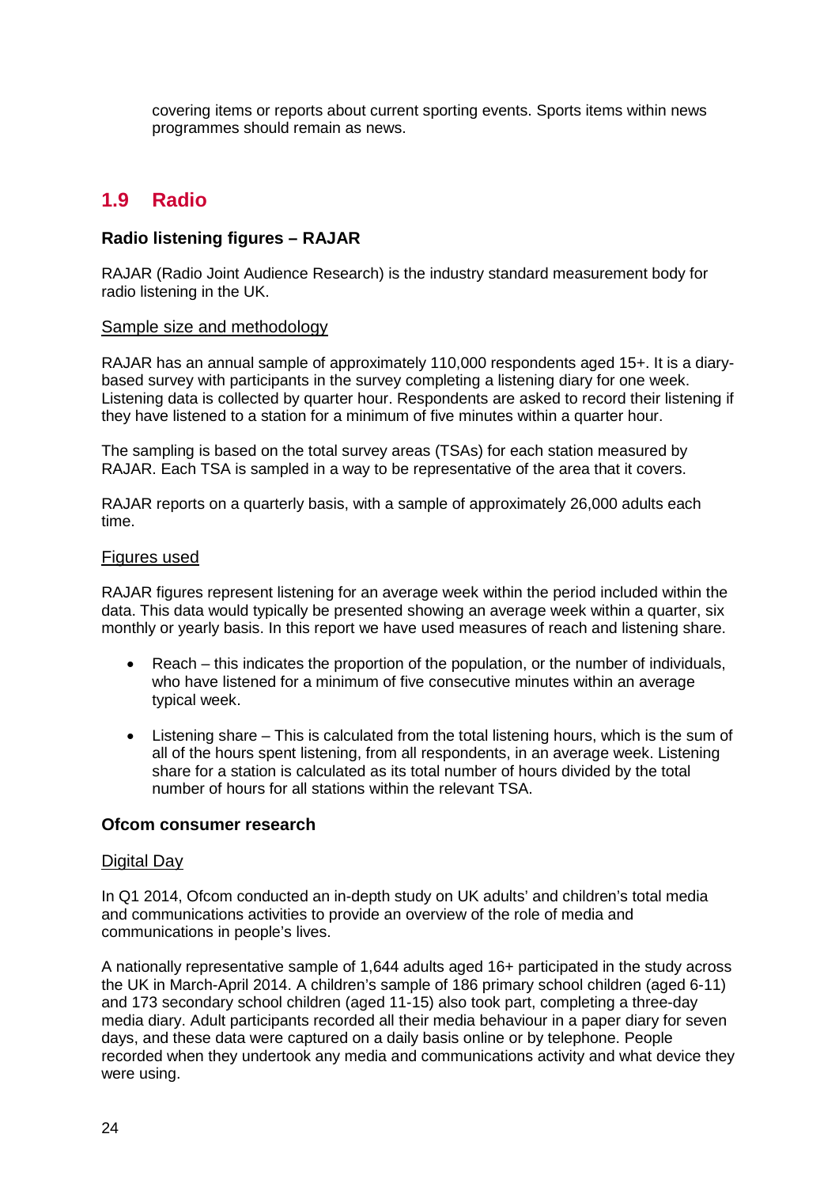covering items or reports about current sporting events. Sports items within news programmes should remain as news.

## 1.9 Radio

### Radio listening figures – RAJAR

RAJAR (Radio Joint Audience Research) is the industry standard measurement body for radio listening in the UK.

Sample size and methodology

RAJAR has an annual sample of approximately 110,000 respondents aged 15+. It is a diary-based survey with participants in the survey completing a listening diary for one week. Listening data is collected by quarter hour. Respondents are asked to record their listening if they have listened to a station for a minimum of five minutes within a quarter hour.

The sampling is based on the total survey areas (TSAs) for each station measured by RAJAR. Each TSA is sampled in a way to be representative of the area that it covers.

RAJAR reports on a quarterly basis, with a sample of approximately 26,000 adults each time.

Figures used

RAJAR figures represent listening for an average week within the period included within the data. This data would typically be presented showing an average week within a quarter, six monthly or yearly basis. In this report we have used measures of reach and listening share.

- Reach – this indicates the proportion of the population, or the number of individuals, who have listened for a minimum of five consecutive minutes within an average typical week.
- Listening share – This is calculated from the total listening hours, which is the sum of all of the hours spent listening, from all respondents, in an average week. Listening share for a station is calculated as its total number of hours divided by the total number of hours for all stations within the relevant TSA.

### Ofcom consumer research

Digital Day

In Q1 2014, Ofcom conducted an in-depth study on UK adults' and children's total media and communications activities to provide an overview of the role of media and communications in people's lives.

A nationally representative sample of 1,644 adults aged 16+ participated in the study across the UK in March-April 2014. A children's sample of 186 primary school children (aged 6-11) and 173 secondary school children (aged 11-15) also took part, completing a three-day media diary. Adult participants recorded all their media behaviour in a paper diary for seven days, and these data were captured on a daily basis online or by telephone. People recorded when they undertook any media and communications activity and what device they were using.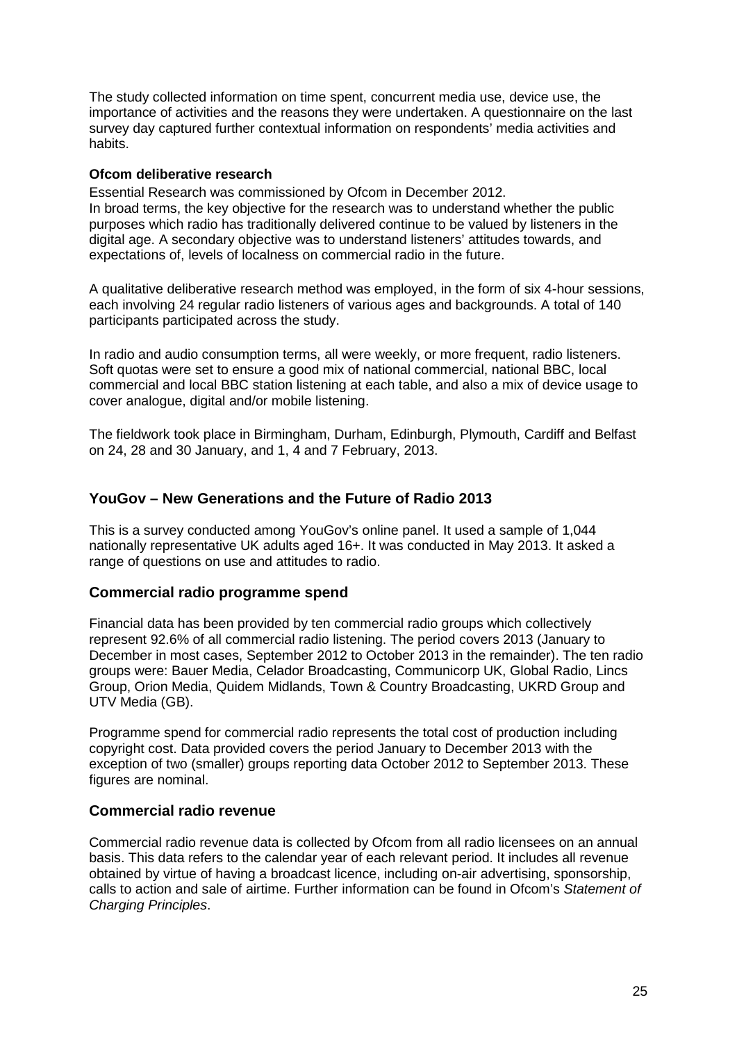The study collected information on time spent, concurrent media use, device use, the importance of activities and the reasons they were undertaken. A questionnaire on the last survey day captured further contextual information on respondents' media activities and habits.

**Ofcom deliberative research**

Essential Research was commissioned by Ofcom in December 2012.
In broad terms, the key objective for the research was to understand whether the public purposes which radio has traditionally delivered continue to be valued by listeners in the digital age. A secondary objective was to understand listeners' attitudes towards, and expectations of, levels of localness on commercial radio in the future.

A qualitative deliberative research method was employed, in the form of six 4-hour sessions, each involving 24 regular radio listeners of various ages and backgrounds. A total of 140 participants participated across the study.

In radio and audio consumption terms, all were weekly, or more frequent, radio listeners. Soft quotas were set to ensure a good mix of national commercial, national BBC, local commercial and local BBC station listening at each table, and also a mix of device usage to cover analogue, digital and/or mobile listening.

The fieldwork took place in Birmingham, Durham, Edinburgh, Plymouth, Cardiff and Belfast on 24, 28 and 30 January, and 1, 4 and 7 February, 2013.

## YouGov – New Generations and the Future of Radio 2013

This is a survey conducted among YouGov's online panel. It used a sample of 1,044 nationally representative UK adults aged 16+. It was conducted in May 2013. It asked a range of questions on use and attitudes to radio.

## Commercial radio programme spend

Financial data has been provided by ten commercial radio groups which collectively represent 92.6% of all commercial radio listening. The period covers 2013 (January to December in most cases, September 2012 to October 2013 in the remainder). The ten radio groups were: Bauer Media, Celador Broadcasting, Communicorp UK, Global Radio, Lincs Group, Orion Media, Quidem Midlands, Town & Country Broadcasting, UKRD Group and UTV Media (GB).

Programme spend for commercial radio represents the total cost of production including copyright cost. Data provided covers the period January to December 2013 with the exception of two (smaller) groups reporting data October 2012 to September 2013. These figures are nominal.

## Commercial radio revenue

Commercial radio revenue data is collected by Ofcom from all radio licensees on an annual basis. This data refers to the calendar year of each relevant period. It includes all revenue obtained by virtue of having a broadcast licence, including on-air advertising, sponsorship, calls to action and sale of airtime. Further information can be found in Ofcom's *Statement of Charging Principles*.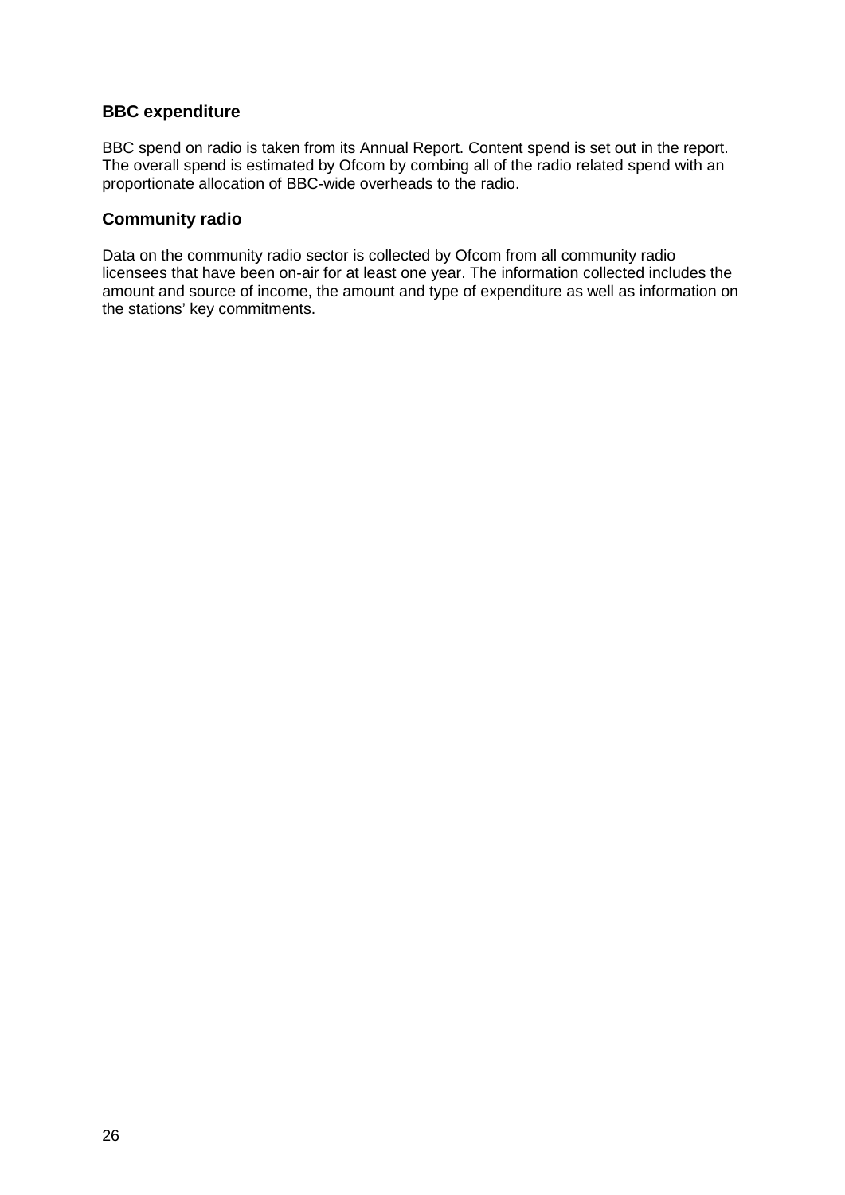### BBC expenditure

BBC spend on radio is taken from its Annual Report. Content spend is set out in the report. The overall spend is estimated by Ofcom by combing all of the radio related spend with an proportionate allocation of BBC-wide overheads to the radio.

### Community radio

Data on the community radio sector is collected by Ofcom from all community radio licensees that have been on-air for at least one year. The information collected includes the amount and source of income, the amount and type of expenditure as well as information on the stations' key commitments.